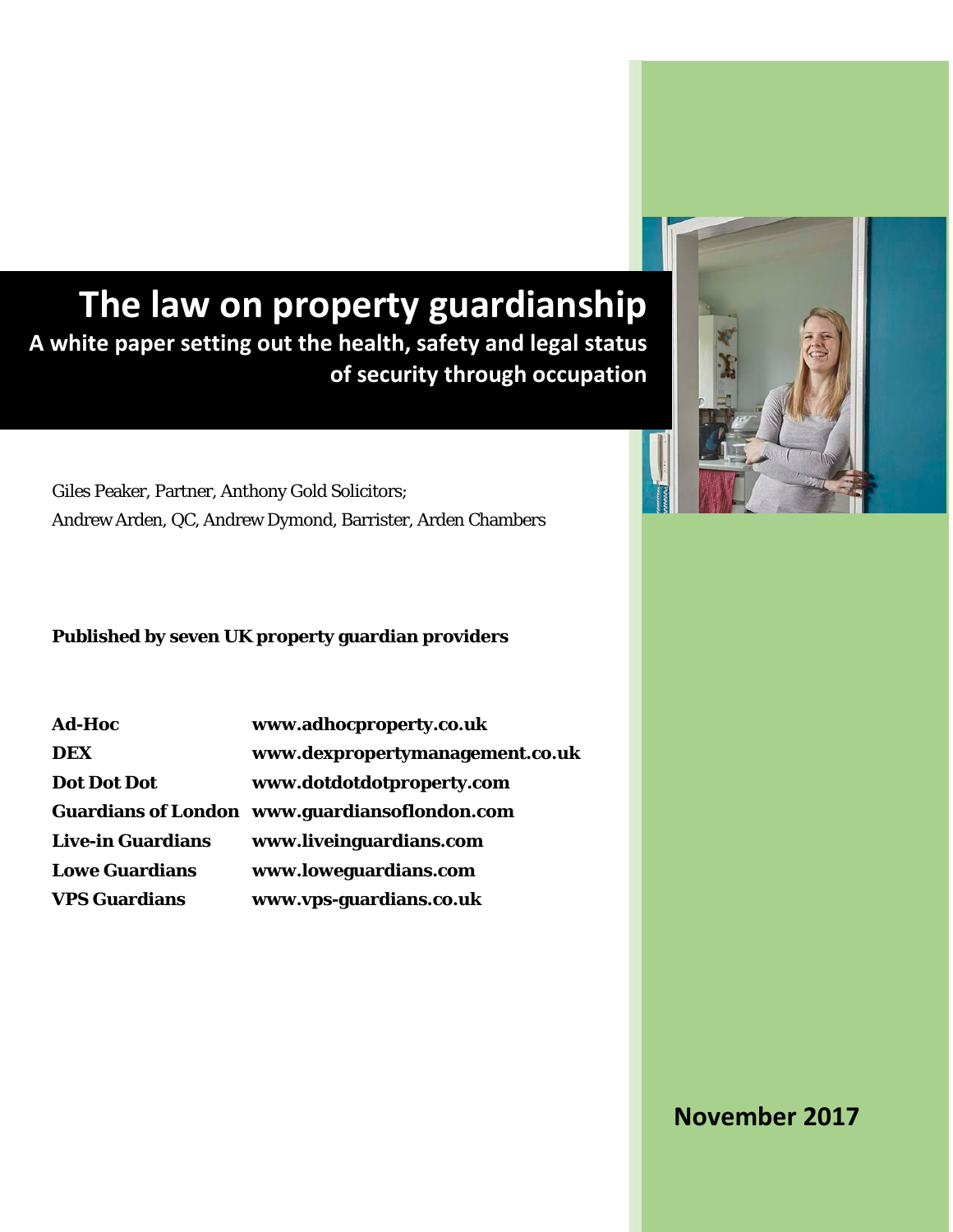# The law on property guardianship

## A white paper setting out the health, safety and legal status of security through occupation

Giles Peaker, Partner, Anthony Gold Solicitors;
Andrew Arden, QC, Andrew Dymond, Barrister, Arden Chambers

**Published by seven UK property guardian providers**

| | |
|---|---|
| **Ad-Hoc** | **www.adhocproperty.co.uk** |
| **DEX** | **www.dexpropertymanagement.co.uk** |
| **Dot Dot Dot** | **www.dotdotdotproperty.com** |
| **Guardians of London** | **www.guardiansoflondon.com** |
| **Live-in Guardians** | **www.liveinguardians.com** |
| **Lowe Guardians** | **www.loweguardians.com** |
| **VPS Guardians** | **www.vps-guardians.co.uk** |

**November 2017**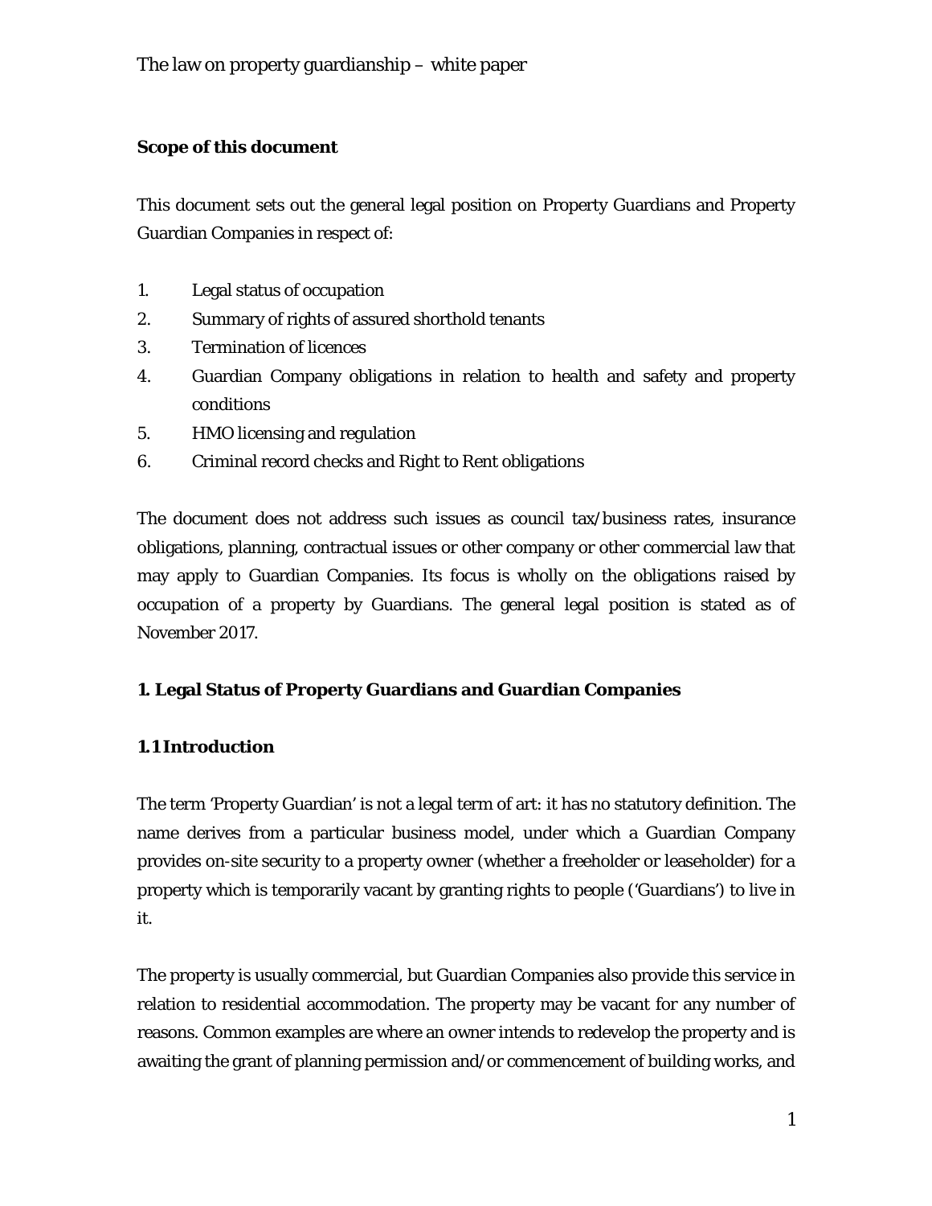The law on property guardianship – white paper

**Scope of this document**

This document sets out the general legal position on Property Guardians and Property Guardian Companies in respect of:

1. Legal status of occupation
2. Summary of rights of assured shorthold tenants
3. Termination of licences
4. Guardian Company obligations in relation to health and safety and property conditions
5. HMO licensing and regulation
6. Criminal record checks and Right to Rent obligations

The document does not address such issues as council tax/business rates, insurance obligations, planning, contractual issues or other company or other commercial law that may apply to Guardian Companies. Its focus is wholly on the obligations raised by occupation of a property by Guardians. The general legal position is stated as of November 2017.

## 1. Legal Status of Property Guardians and Guardian Companies

### 1.1 Introduction

The term 'Property Guardian' is not a legal term of art: it has no statutory definition. The name derives from a particular business model, under which a Guardian Company provides on-site security to a property owner (whether a freeholder or leaseholder) for a property which is temporarily vacant by granting rights to people ('Guardians') to live in it.

The property is usually commercial, but Guardian Companies also provide this service in relation to residential accommodation. The property may be vacant for any number of reasons. Common examples are where an owner intends to redevelop the property and is awaiting the grant of planning permission and/or commencement of building works, and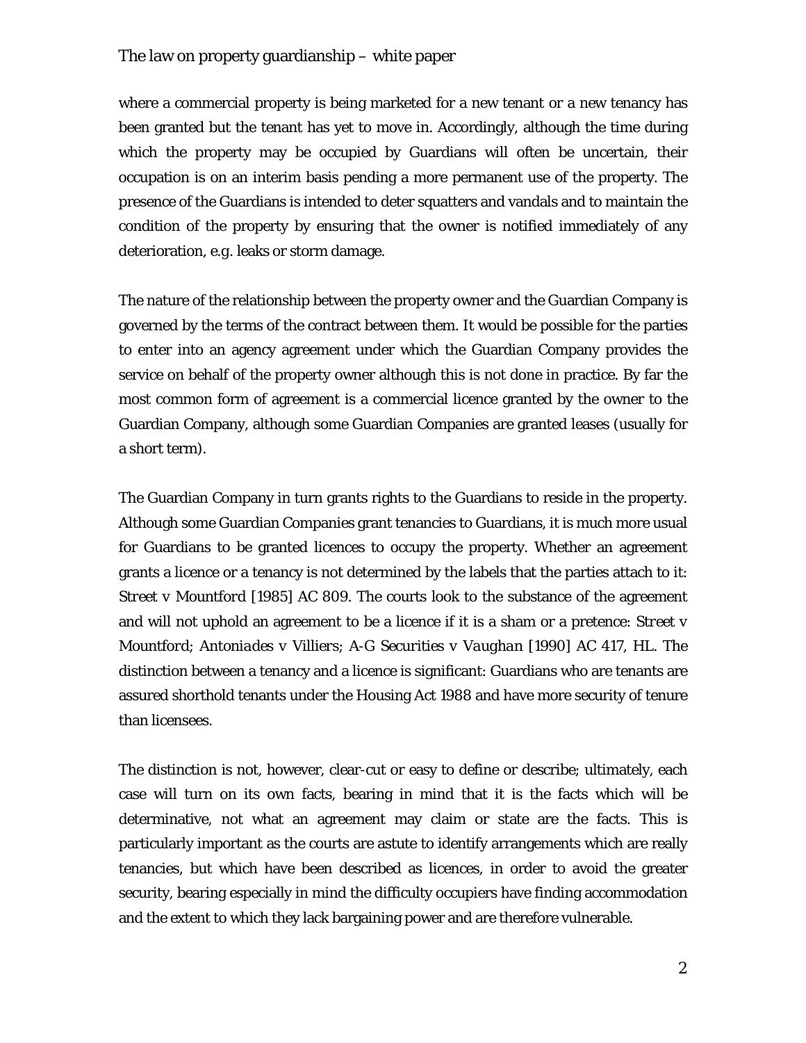where a commercial property is being marketed for a new tenant or a new tenancy has been granted but the tenant has yet to move in. Accordingly, although the time during which the property may be occupied by Guardians will often be uncertain, their occupation is on an interim basis pending a more permanent use of the property. The presence of the Guardians is intended to deter squatters and vandals and to maintain the condition of the property by ensuring that the owner is notified immediately of any deterioration, e.g. leaks or storm damage.

The nature of the relationship between the property owner and the Guardian Company is governed by the terms of the contract between them. It would be possible for the parties to enter into an agency agreement under which the Guardian Company provides the service on behalf of the property owner although this is not done in practice. By far the most common form of agreement is a commercial licence granted by the owner to the Guardian Company, although some Guardian Companies are granted leases (usually for a short term).

The Guardian Company in turn grants rights to the Guardians to reside in the property. Although some Guardian Companies grant tenancies to Guardians, it is much more usual for Guardians to be granted licences to occupy the property. Whether an agreement grants a licence or a tenancy is not determined by the labels that the parties attach to it: *Street v Mountford* [1985] AC 809. The courts look to the substance of the agreement and will not uphold an agreement to be a licence if it is a sham or a pretence: *Street v Mountford*; *Antoniades v Villiers*; *A-G Securities v Vaughan* [1990] AC 417, HL. The distinction between a tenancy and a licence is significant: Guardians who are tenants are assured shorthold tenants under the Housing Act 1988 and have more security of tenure than licensees.

The distinction is not, however, clear-cut or easy to define or describe; ultimately, each case will turn on its own facts, bearing in mind that it is the facts which will be determinative, not what an agreement may claim or state are the facts. This is particularly important as the courts are astute to identify arrangements which are really tenancies, but which have been described as licences, in order to avoid the greater security, bearing especially in mind the difficulty occupiers have finding accommodation and the extent to which they lack bargaining power and are therefore vulnerable.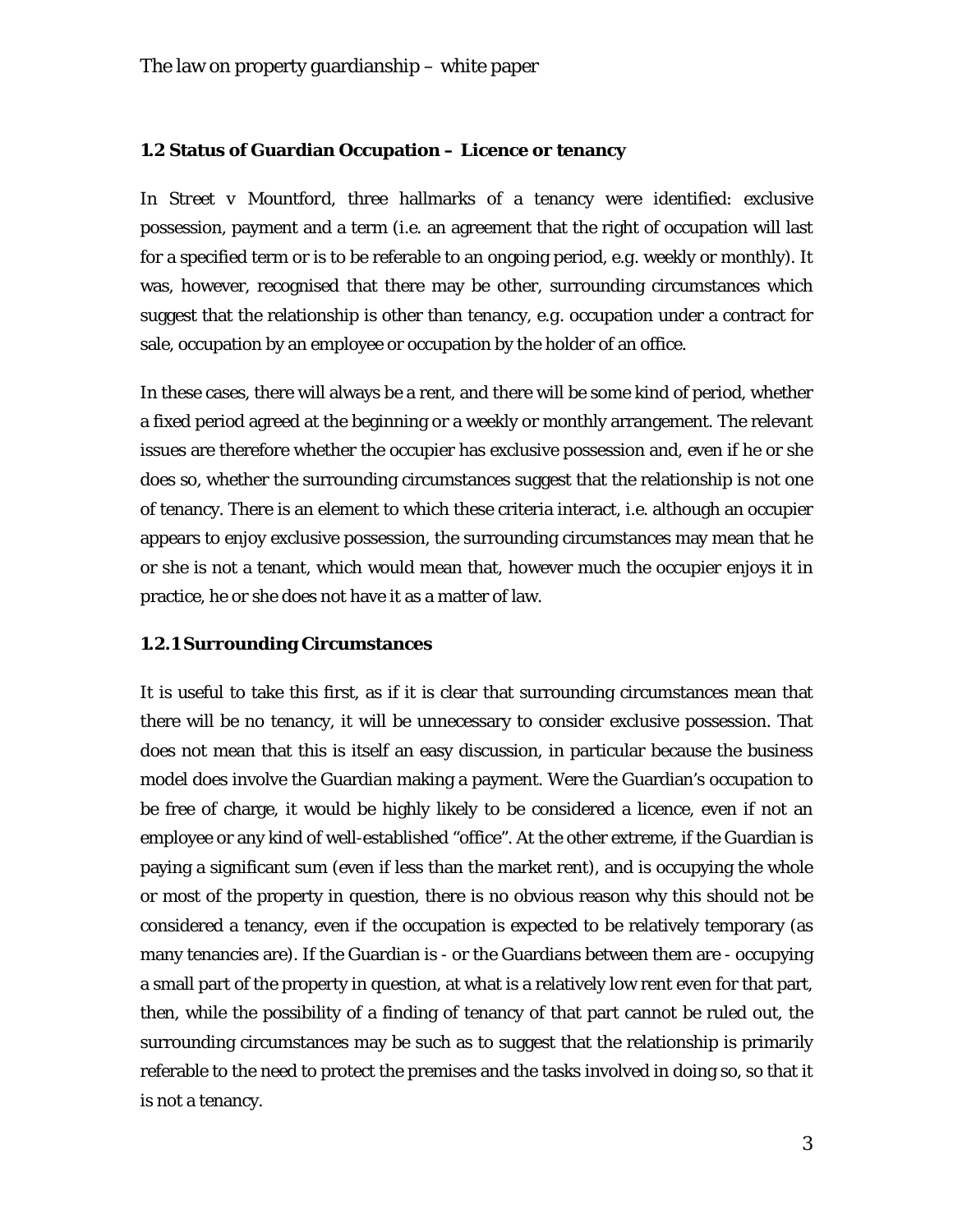### 1.2 Status of Guardian Occupation – Licence or tenancy

In *Street v Mountford*, three hallmarks of a tenancy were identified: exclusive possession, payment and a term (i.e. an agreement that the right of occupation will last for a specified term or is to be referable to an ongoing period, e.g. weekly or monthly). It was, however, recognised that there may be other, surrounding circumstances which suggest that the relationship is other than tenancy, e.g. occupation under a contract for sale, occupation by an employee or occupation by the holder of an office.

In these cases, there will always be a rent, and there will be some kind of period, whether a fixed period agreed at the beginning or a weekly or monthly arrangement. The relevant issues are therefore whether the occupier has exclusive possession and, even if he or she does so, whether the surrounding circumstances suggest that the relationship is not one of tenancy. There is an element to which these criteria interact, i.e. although an occupier appears to enjoy exclusive possession, the surrounding circumstances may mean that he or she is not a tenant, which would mean that, however much the occupier enjoys it in practice, he or she does not have it as a matter of law.

#### 1.2.1 Surrounding Circumstances

It is useful to take this first, as if it is clear that surrounding circumstances mean that there will be no tenancy, it will be unnecessary to consider exclusive possession. That does not mean that this is itself an easy discussion, in particular because the business model does involve the Guardian making a payment. Were the Guardian's occupation to be free of charge, it would be highly likely to be considered a licence, even if not an employee or any kind of well-established "office". At the other extreme, if the Guardian is paying a significant sum (even if less than the market rent), and is occupying the whole or most of the property in question, there is no obvious reason why this should not be considered a tenancy, even if the occupation is expected to be relatively temporary (as many tenancies are). If the Guardian is - or the Guardians between them are - occupying a small part of the property in question, at what is a relatively low rent even for that part, then, while the possibility of a finding of tenancy of that part cannot be ruled out, the surrounding circumstances may be such as to suggest that the relationship is primarily referable to the need to protect the premises and the tasks involved in doing so, so that it is not a tenancy.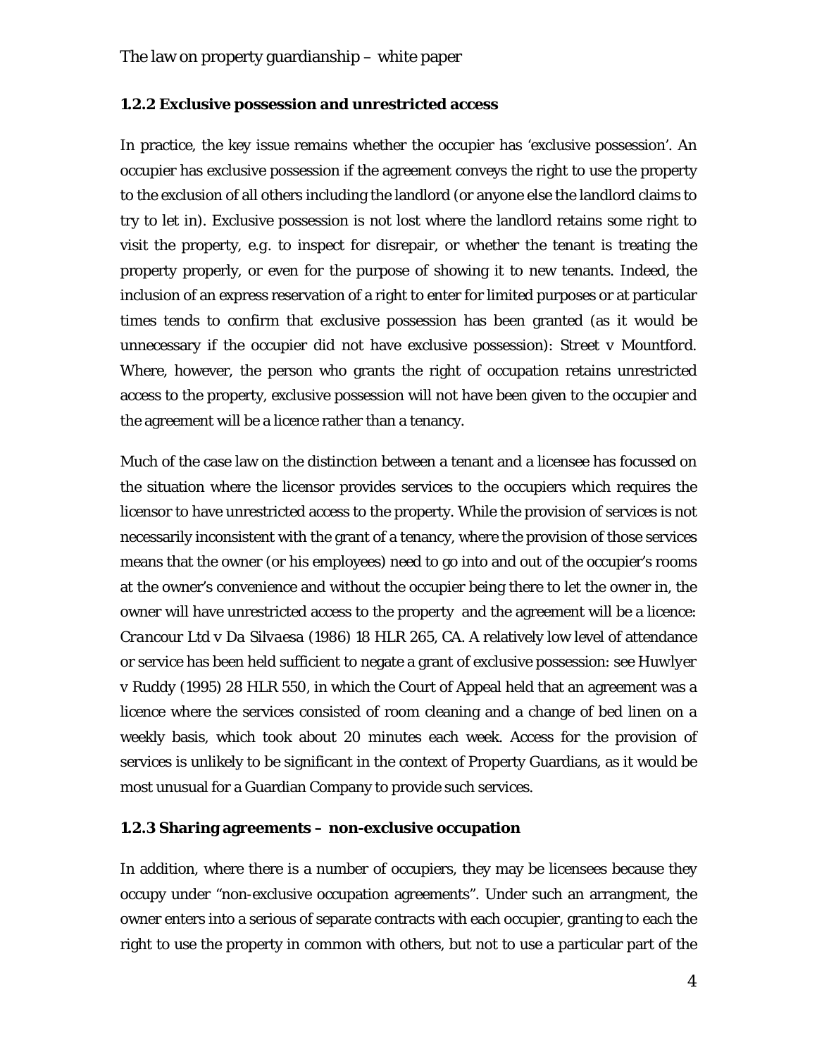### 1.2.2 Exclusive possession and unrestricted access

In practice, the key issue remains whether the occupier has 'exclusive possession'. An occupier has exclusive possession if the agreement conveys the right to use the property to the exclusion of all others including the landlord (or anyone else the landlord claims to try to let in). Exclusive possession is not lost where the landlord retains some right to visit the property, e.g. to inspect for disrepair, or whether the tenant is treating the property properly, or even for the purpose of showing it to new tenants. Indeed, the inclusion of an express reservation of a right to enter for limited purposes or at particular times tends to confirm that exclusive possession has been granted (as it would be unnecessary if the occupier did not have exclusive possession): *Street v Mountford*. Where, however, the person who grants the right of occupation retains unrestricted access to the property, exclusive possession will not have been given to the occupier and the agreement will be a licence rather than a tenancy.

Much of the case law on the distinction between a tenant and a licensee has focussed on the situation where the licensor provides services to the occupiers which requires the licensor to have unrestricted access to the property. While the provision of services is not necessarily inconsistent with the grant of a tenancy, where the provision of those services means that the owner (or his employees) need to go into and out of the occupier's rooms at the owner's convenience and without the occupier being there to let the owner in, the owner will have unrestricted access to the property and the agreement will be a licence: *Crancour Ltd v Da Silvaesa* (1986) 18 HLR 265, CA. A relatively low level of attendance or service has been held sufficient to negate a grant of exclusive possession: see Huwlyer v Ruddy (1995) 28 HLR 550, in which the Court of Appeal held that an agreement was a licence where the services consisted of room cleaning and a change of bed linen on a weekly basis, which took about 20 minutes each week. Access for the provision of services is unlikely to be significant in the context of Property Guardians, as it would be most unusual for a Guardian Company to provide such services.

### 1.2.3 Sharing agreements – non-exclusive occupation

In addition, where there is a number of occupiers, they may be licensees because they occupy under "non-exclusive occupation agreements". Under such an arrangment, the owner enters into a serious of separate contracts with each occupier, granting to each the right to use the property in common with others, but not to use a particular part of the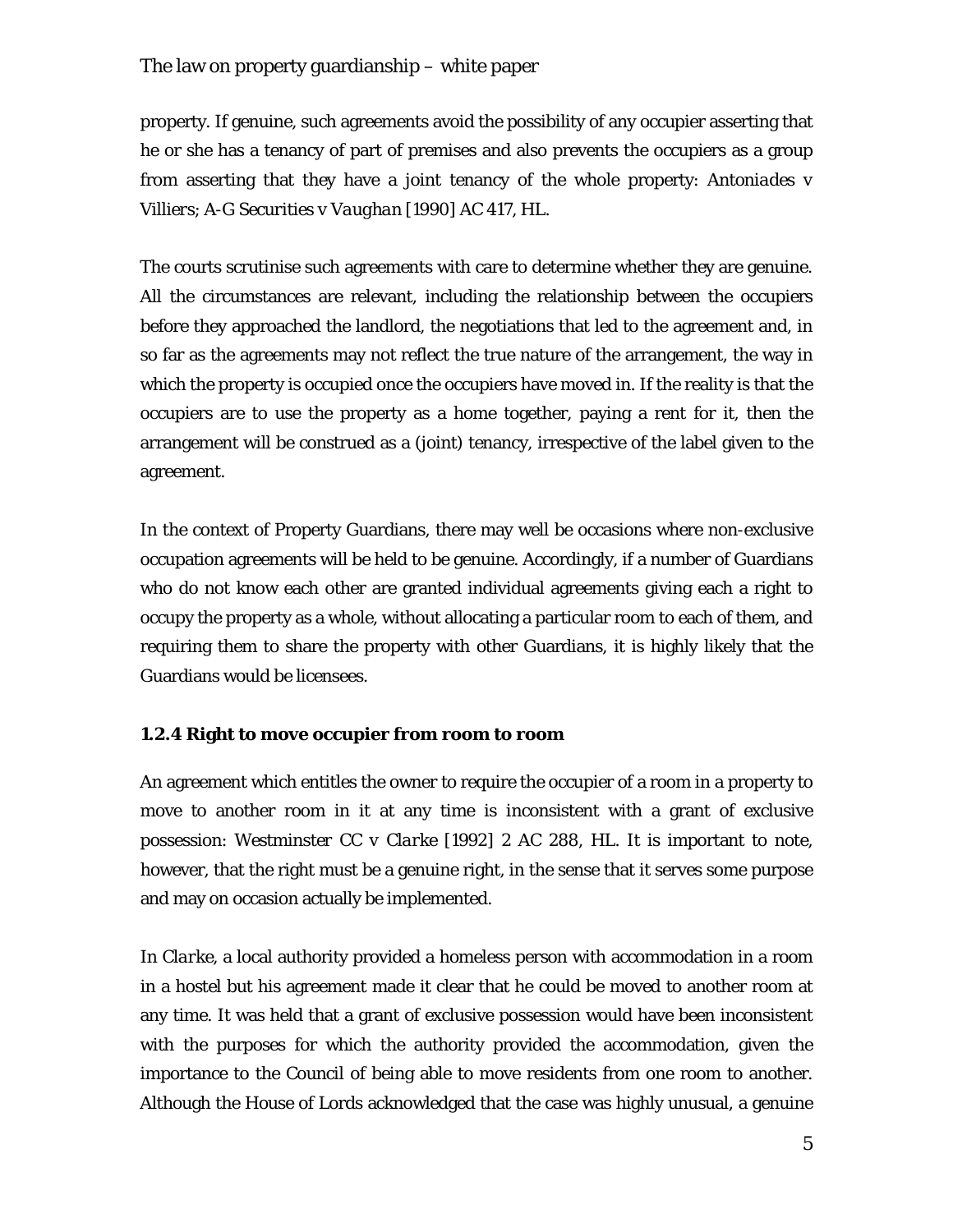property. If genuine, such agreements avoid the possibility of any occupier asserting that he or she has a tenancy of part of premises and also prevents the occupiers as a group from asserting that they have a joint tenancy of the whole property: *Antoniades v Villiers; A-G Securities v Vaughan* [1990] AC 417, HL.

The courts scrutinise such agreements with care to determine whether they are genuine. All the circumstances are relevant, including the relationship between the occupiers before they approached the landlord, the negotiations that led to the agreement and, in so far as the agreements may not reflect the true nature of the arrangement, the way in which the property is occupied once the occupiers have moved in. If the reality is that the occupiers are to use the property as a home together, paying a rent for it, then the arrangement will be construed as a (joint) tenancy, irrespective of the label given to the agreement.

In the context of Property Guardians, there may well be occasions where non-exclusive occupation agreements will be held to be genuine. Accordingly, if a number of Guardians who do not know each other are granted individual agreements giving each a right to occupy the property as a whole, without allocating a particular room to each of them, and requiring them to share the property with other Guardians, it is highly likely that the Guardians would be licensees.

### 1.2.4 Right to move occupier from room to room

An agreement which entitles the owner to require the occupier of a room in a property to move to another room in it at any time is inconsistent with a grant of exclusive possession: *Westminster CC v Clarke* [1992] 2 AC 288, HL. It is important to note, however, that the right must be a genuine right, in the sense that it serves some purpose and may on occasion actually be implemented.

In *Clarke*, a local authority provided a homeless person with accommodation in a room in a hostel but his agreement made it clear that he could be moved to another room at any time. It was held that a grant of exclusive possession would have been inconsistent with the purposes for which the authority provided the accommodation, given the importance to the Council of being able to move residents from one room to another. Although the House of Lords acknowledged that the case was highly unusual, a genuine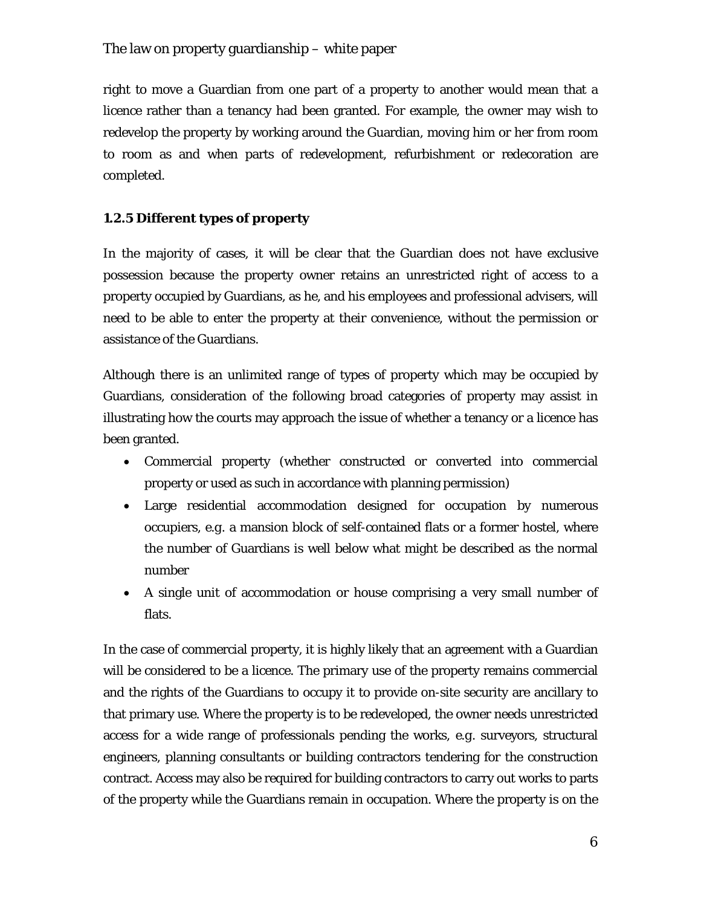right to move a Guardian from one part of a property to another would mean that a licence rather than a tenancy had been granted. For example, the owner may wish to redevelop the property by working around the Guardian, moving him or her from room to room as and when parts of redevelopment, refurbishment or redecoration are completed.

### 1.2.5 Different types of property

In the majority of cases, it will be clear that the Guardian does not have exclusive possession because the property owner retains an unrestricted right of access to a property occupied by Guardians, as he, and his employees and professional advisers, will need to be able to enter the property at their convenience, without the permission or assistance of the Guardians.

Although there is an unlimited range of types of property which may be occupied by Guardians, consideration of the following broad categories of property may assist in illustrating how the courts may approach the issue of whether a tenancy or a licence has been granted.

- Commercial property (whether constructed or converted into commercial property or used as such in accordance with planning permission)
- Large residential accommodation designed for occupation by numerous occupiers, e.g. a mansion block of self-contained flats or a former hostel, where the number of Guardians is well below what might be described as the normal number
- A single unit of accommodation or house comprising a very small number of flats.

In the case of commercial property, it is highly likely that an agreement with a Guardian will be considered to be a licence. The primary use of the property remains commercial and the rights of the Guardians to occupy it to provide on-site security are ancillary to that primary use. Where the property is to be redeveloped, the owner needs unrestricted access for a wide range of professionals pending the works, e.g. surveyors, structural engineers, planning consultants or building contractors tendering for the construction contract. Access may also be required for building contractors to carry out works to parts of the property while the Guardians remain in occupation. Where the property is on the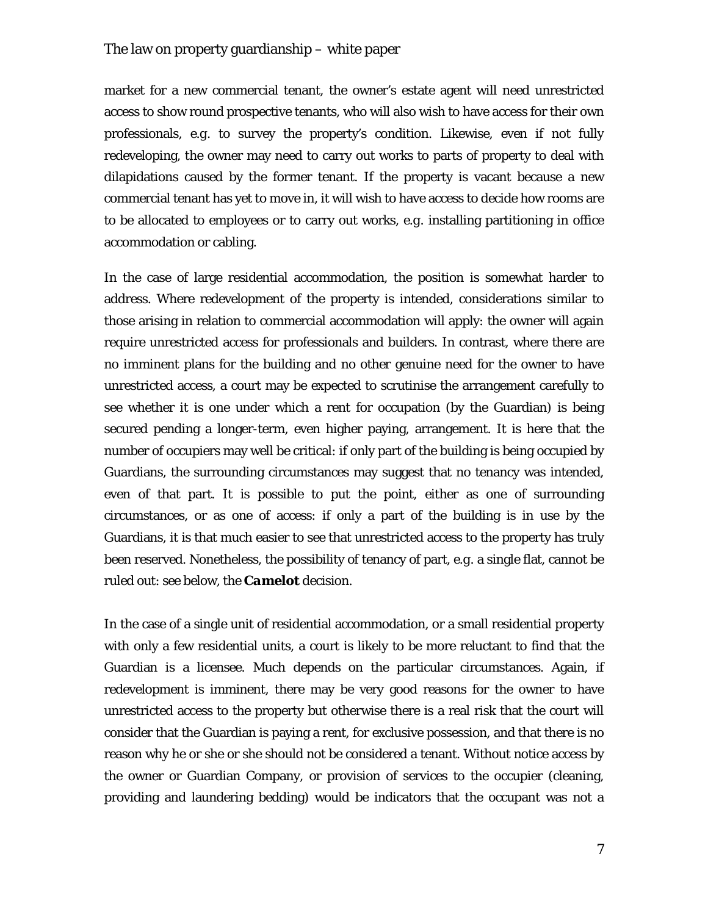market for a new commercial tenant, the owner's estate agent will need unrestricted access to show round prospective tenants, who will also wish to have access for their own professionals, e.g. to survey the property's condition. Likewise, even if not fully redeveloping, the owner may need to carry out works to parts of property to deal with dilapidations caused by the former tenant. If the property is vacant because a new commercial tenant has yet to move in, it will wish to have access to decide how rooms are to be allocated to employees or to carry out works, e.g. installing partitioning in office accommodation or cabling.

In the case of large residential accommodation, the position is somewhat harder to address. Where redevelopment of the property is intended, considerations similar to those arising in relation to commercial accommodation will apply: the owner will again require unrestricted access for professionals and builders. In contrast, where there are no imminent plans for the building and no other genuine need for the owner to have unrestricted access, a court may be expected to scrutinise the arrangement carefully to see whether it is one under which a rent for occupation (by the Guardian) is being secured pending a longer-term, even higher paying, arrangement. It is here that the number of occupiers may well be critical: if only part of the building is being occupied by Guardians, the surrounding circumstances may suggest that no tenancy was intended, even of that part. It is possible to put the point, either as one of surrounding circumstances, or as one of access: if only a part of the building is in use by the Guardians, it is that much easier to see that unrestricted access to the property has truly been reserved. Nonetheless, the possibility of tenancy of part, e.g. a single flat, cannot be ruled out: see below, the ***Camelot*** decision.

In the case of a single unit of residential accommodation, or a small residential property with only a few residential units, a court is likely to be more reluctant to find that the Guardian is a licensee. Much depends on the particular circumstances. Again, if redevelopment is imminent, there may be very good reasons for the owner to have unrestricted access to the property but otherwise there is a real risk that the court will consider that the Guardian is paying a rent, for exclusive possession, and that there is no reason why he or she or she should not be considered a tenant. Without notice access by the owner or Guardian Company, or provision of services to the occupier (cleaning, providing and laundering bedding) would be indicators that the occupant was not a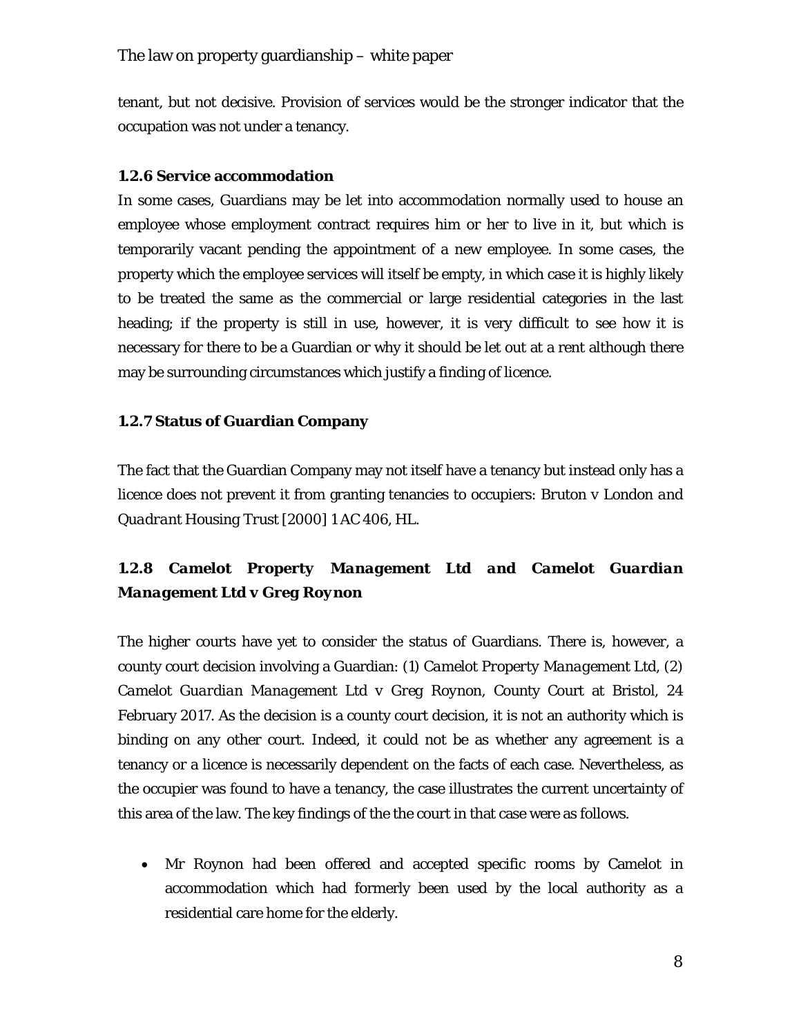tenant, but not decisive. Provision of services would be the stronger indicator that the occupation was not under a tenancy.

### 1.2.6 Service accommodation

In some cases, Guardians may be let into accommodation normally used to house an employee whose employment contract requires him or her to live in it, but which is temporarily vacant pending the appointment of a new employee. In some cases, the property which the employee services will itself be empty, in which case it is highly likely to be treated the same as the commercial or large residential categories in the last heading; if the property is still in use, however, it is very difficult to see how it is necessary for there to be a Guardian or why it should be let out at a rent although there may be surrounding circumstances which justify a finding of licence.

### 1.2.7 Status of Guardian Company

The fact that the Guardian Company may not itself have a tenancy but instead only has a licence does not prevent it from granting tenancies to occupiers: *Bruton v London and Quadrant Housing Trust* [2000] 1 AC 406, HL.

### 1.2.8 *Camelot Property Management Ltd and Camelot Guardian Management Ltd v Greg Roynon*

The higher courts have yet to consider the status of Guardians. There is, however, a county court decision involving a Guardian: (1) *Camelot Property Management Ltd*, (2) *Camelot Guardian Management Ltd v Greg Roynon*, County Court at Bristol, 24 February 2017. As the decision is a county court decision, it is not an authority which is binding on any other court. Indeed, it could not be as whether any agreement is a tenancy or a licence is necessarily dependent on the facts of each case. Nevertheless, as the occupier was found to have a tenancy, the case illustrates the current uncertainty of this area of the law. The key findings of the the court in that case were as follows.

- Mr Roynon had been offered and accepted specific rooms by Camelot in accommodation which had formerly been used by the local authority as a residential care home for the elderly.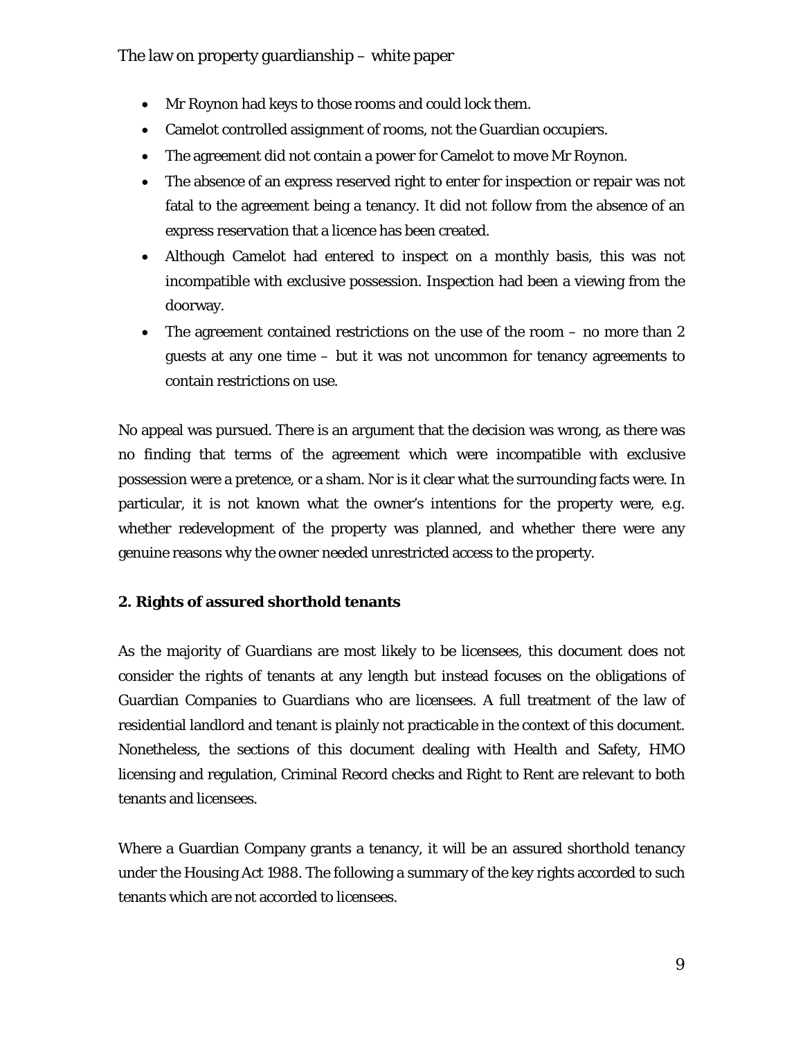- Mr Roynon had keys to those rooms and could lock them.
- Camelot controlled assignment of rooms, not the Guardian occupiers.
- The agreement did not contain a power for Camelot to move Mr Roynon.
- The absence of an express reserved right to enter for inspection or repair was not fatal to the agreement being a tenancy. It did not follow from the absence of an express reservation that a licence has been created.
- Although Camelot had entered to inspect on a monthly basis, this was not incompatible with exclusive possession. Inspection had been a viewing from the doorway.
- The agreement contained restrictions on the use of the room – no more than 2 guests at any one time – but it was not uncommon for tenancy agreements to contain restrictions on use.

No appeal was pursued. There is an argument that the decision was wrong, as there was no finding that terms of the agreement which were incompatible with exclusive possession were a pretence, or a sham. Nor is it clear what the surrounding facts were. In particular, it is not known what the owner's intentions for the property were, e.g. whether redevelopment of the property was planned, and whether there were any genuine reasons why the owner needed unrestricted access to the property.

### 2. Rights of assured shorthold tenants

As the majority of Guardians are most likely to be licensees, this document does not consider the rights of tenants at any length but instead focuses on the obligations of Guardian Companies to Guardians who are licensees. A full treatment of the law of residential landlord and tenant is plainly not practicable in the context of this document. Nonetheless, the sections of this document dealing with Health and Safety, HMO licensing and regulation, Criminal Record checks and Right to Rent are relevant to both tenants and licensees.

Where a Guardian Company grants a tenancy, it will be an assured shorthold tenancy under the Housing Act 1988. The following a summary of the key rights accorded to such tenants which are not accorded to licensees.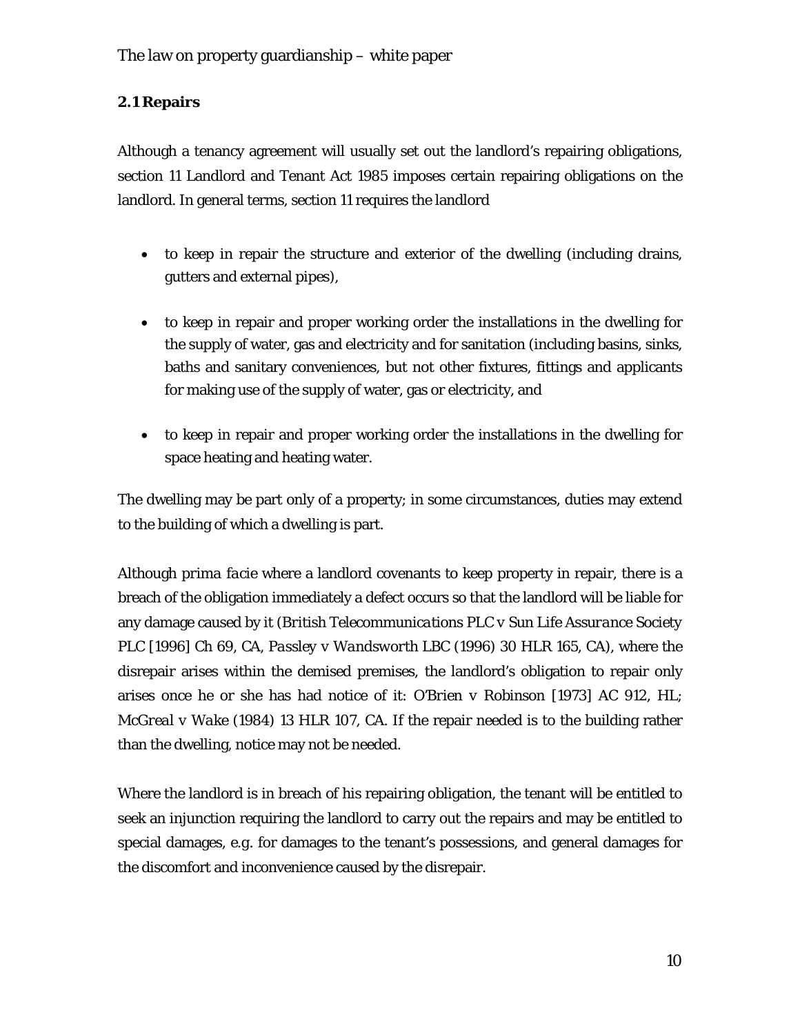### 2.1 Repairs

Although a tenancy agreement will usually set out the landlord's repairing obligations, section 11 Landlord and Tenant Act 1985 imposes certain repairing obligations on the landlord. In general terms, section 11 requires the landlord

- to keep in repair the structure and exterior of the dwelling (including drains, gutters and external pipes),
- to keep in repair and proper working order the installations in the dwelling for the supply of water, gas and electricity and for sanitation (including basins, sinks, baths and sanitary conveniences, but not other fixtures, fittings and applicants for making use of the supply of water, gas or electricity, and
- to keep in repair and proper working order the installations in the dwelling for space heating and heating water.

The dwelling may be part only of a property; in some circumstances, duties may extend to the building of which a dwelling is part.

Although *prima facie* where a landlord covenants to keep property in repair, there is a breach of the obligation immediately a defect occurs so that the landlord will be liable for any damage caused by it (*British Telecommunications PLC v Sun Life Assurance Society PLC* [1996] Ch 69, CA, *Passley v Wandsworth LBC* (1996) 30 HLR 165, CA), where the disrepair arises within the demised premises, the landlord's obligation to repair only arises once he or she has had notice of it: *O'Brien v Robinson* [1973] AC 912, HL; *McGreal v Wake* (1984) 13 HLR 107, CA. If the repair needed is to the building rather than the dwelling, notice may not be needed.

Where the landlord is in breach of his repairing obligation, the tenant will be entitled to seek an injunction requiring the landlord to carry out the repairs and may be entitled to special damages, e.g. for damages to the tenant's possessions, and general damages for the discomfort and inconvenience caused by the disrepair.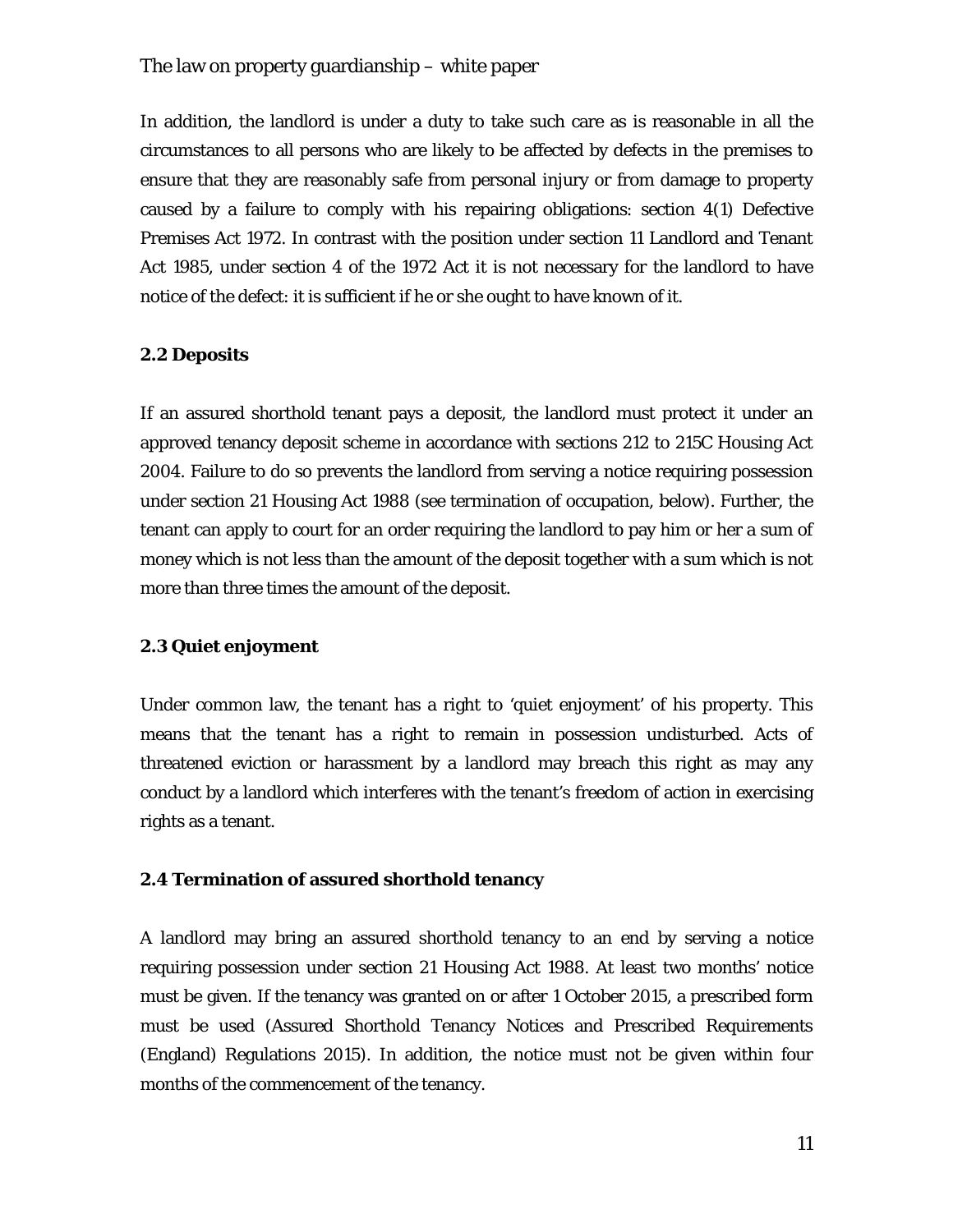In addition, the landlord is under a duty to take such care as is reasonable in all the circumstances to all persons who are likely to be affected by defects in the premises to ensure that they are reasonably safe from personal injury or from damage to property caused by a failure to comply with his repairing obligations: section 4(1) Defective Premises Act 1972. In contrast with the position under section 11 Landlord and Tenant Act 1985, under section 4 of the 1972 Act it is not necessary for the landlord to have notice of the defect: it is sufficient if he or she ought to have known of it.

### 2.2 Deposits

If an assured shorthold tenant pays a deposit, the landlord must protect it under an approved tenancy deposit scheme in accordance with sections 212 to 215C Housing Act 2004. Failure to do so prevents the landlord from serving a notice requiring possession under section 21 Housing Act 1988 (see termination of occupation, below). Further, the tenant can apply to court for an order requiring the landlord to pay him or her a sum of money which is not less than the amount of the deposit together with a sum which is not more than three times the amount of the deposit.

### 2.3 Quiet enjoyment

Under common law, the tenant has a right to 'quiet enjoyment' of his property. This means that the tenant has a right to remain in possession undisturbed. Acts of threatened eviction or harassment by a landlord may breach this right as may any conduct by a landlord which interferes with the tenant's freedom of action in exercising rights as a tenant.

### 2.4 Termination of assured shorthold tenancy

A landlord may bring an assured shorthold tenancy to an end by serving a notice requiring possession under section 21 Housing Act 1988. At least two months' notice must be given. If the tenancy was granted on or after 1 October 2015, a prescribed form must be used (Assured Shorthold Tenancy Notices and Prescribed Requirements (England) Regulations 2015). In addition, the notice must not be given within four months of the commencement of the tenancy.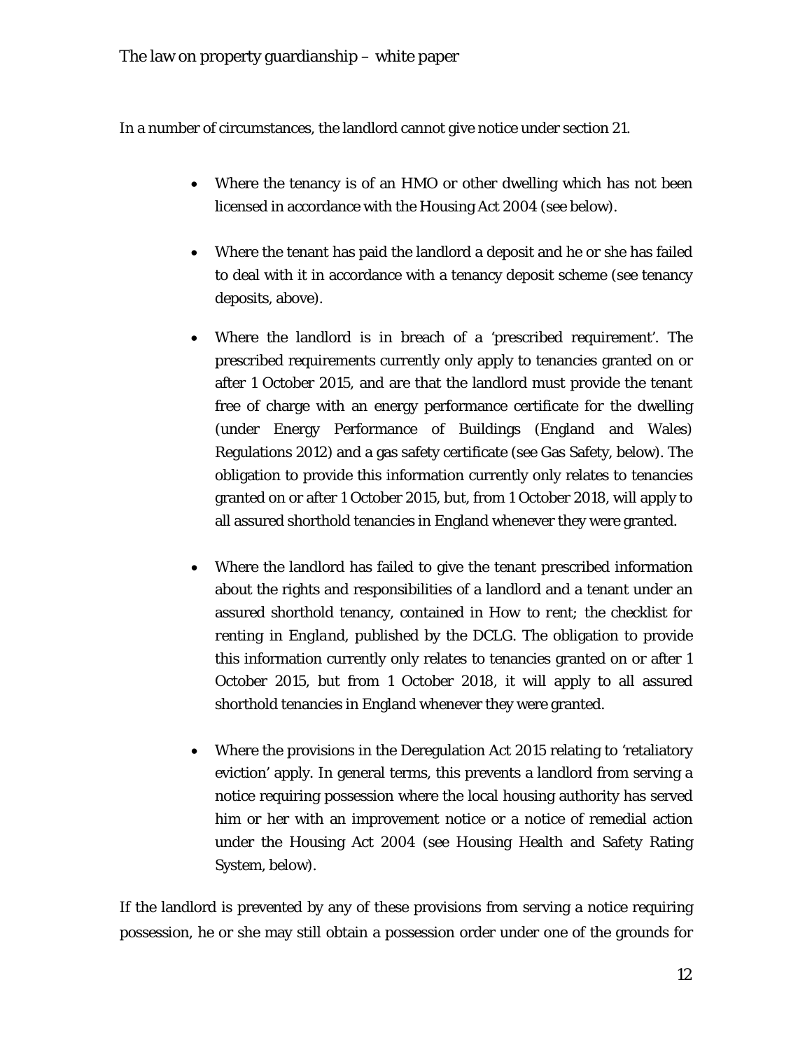In a number of circumstances, the landlord cannot give notice under section 21.

- Where the tenancy is of an HMO or other dwelling which has not been licensed in accordance with the Housing Act 2004 (see below).
- Where the tenant has paid the landlord a deposit and he or she has failed to deal with it in accordance with a tenancy deposit scheme (see tenancy deposits, above).
- Where the landlord is in breach of a 'prescribed requirement'. The prescribed requirements currently only apply to tenancies granted on or after 1 October 2015, and are that the landlord must provide the tenant free of charge with an energy performance certificate for the dwelling (under Energy Performance of Buildings (England and Wales) Regulations 2012) and a gas safety certificate (see Gas Safety, below). The obligation to provide this information currently only relates to tenancies granted on or after 1 October 2015, but, from 1 October 2018, will apply to all assured shorthold tenancies in England whenever they were granted.
- Where the landlord has failed to give the tenant prescribed information about the rights and responsibilities of a landlord and a tenant under an assured shorthold tenancy, contained in *How to rent; the checklist for renting in England*, published by the DCLG. The obligation to provide this information currently only relates to tenancies granted on or after 1 October 2015, but from 1 October 2018, it will apply to all assured shorthold tenancies in England whenever they were granted.
- Where the provisions in the Deregulation Act 2015 relating to 'retaliatory eviction' apply. In general terms, this prevents a landlord from serving a notice requiring possession where the local housing authority has served him or her with an improvement notice or a notice of remedial action under the Housing Act 2004 (see Housing Health and Safety Rating System, below).

If the landlord is prevented by any of these provisions from serving a notice requiring possession, he or she may still obtain a possession order under one of the grounds for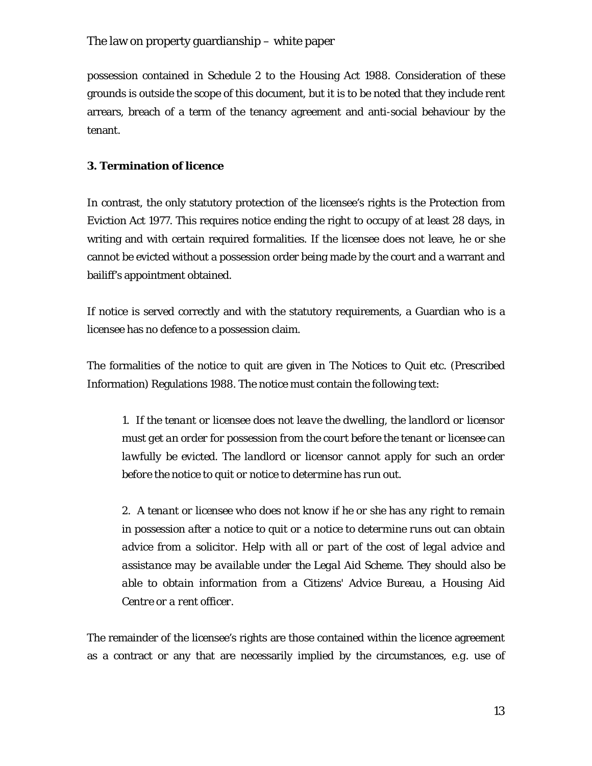possession contained in Schedule 2 to the Housing Act 1988. Consideration of these grounds is outside the scope of this document, but it is to be noted that they include rent arrears, breach of a term of the tenancy agreement and anti-social behaviour by the tenant.

### 3. Termination of licence

In contrast, the only statutory protection of the licensee's rights is the Protection from Eviction Act 1977. This requires notice ending the right to occupy of at least 28 days, in writing and with certain required formalities. If the licensee does not leave, he or she cannot be evicted without a possession order being made by the court and a warrant and bailiff's appointment obtained.

If notice is served correctly and with the statutory requirements, a Guardian who is a licensee has no defence to a possession claim.

The formalities of the notice to quit are given in The Notices to Quit etc. (Prescribed Information) Regulations 1988. The notice must contain the following text:

> 1. *If the tenant or licensee does not leave the dwelling, the landlord or licensor must get an order for possession from the court before the tenant or licensee can lawfully be evicted. The landlord or licensor cannot apply for such an order before the notice to quit or notice to determine has run out.*
>
> 2. *A tenant or licensee who does not know if he or she has any right to remain in possession after a notice to quit or a notice to determine runs out can obtain advice from a solicitor. Help with all or part of the cost of legal advice and assistance may be available under the Legal Aid Scheme. They should also be able to obtain information from a Citizens' Advice Bureau, a Housing Aid Centre or a rent officer.*

The remainder of the licensee's rights are those contained within the licence agreement as a contract or any that are necessarily implied by the circumstances, e.g. use of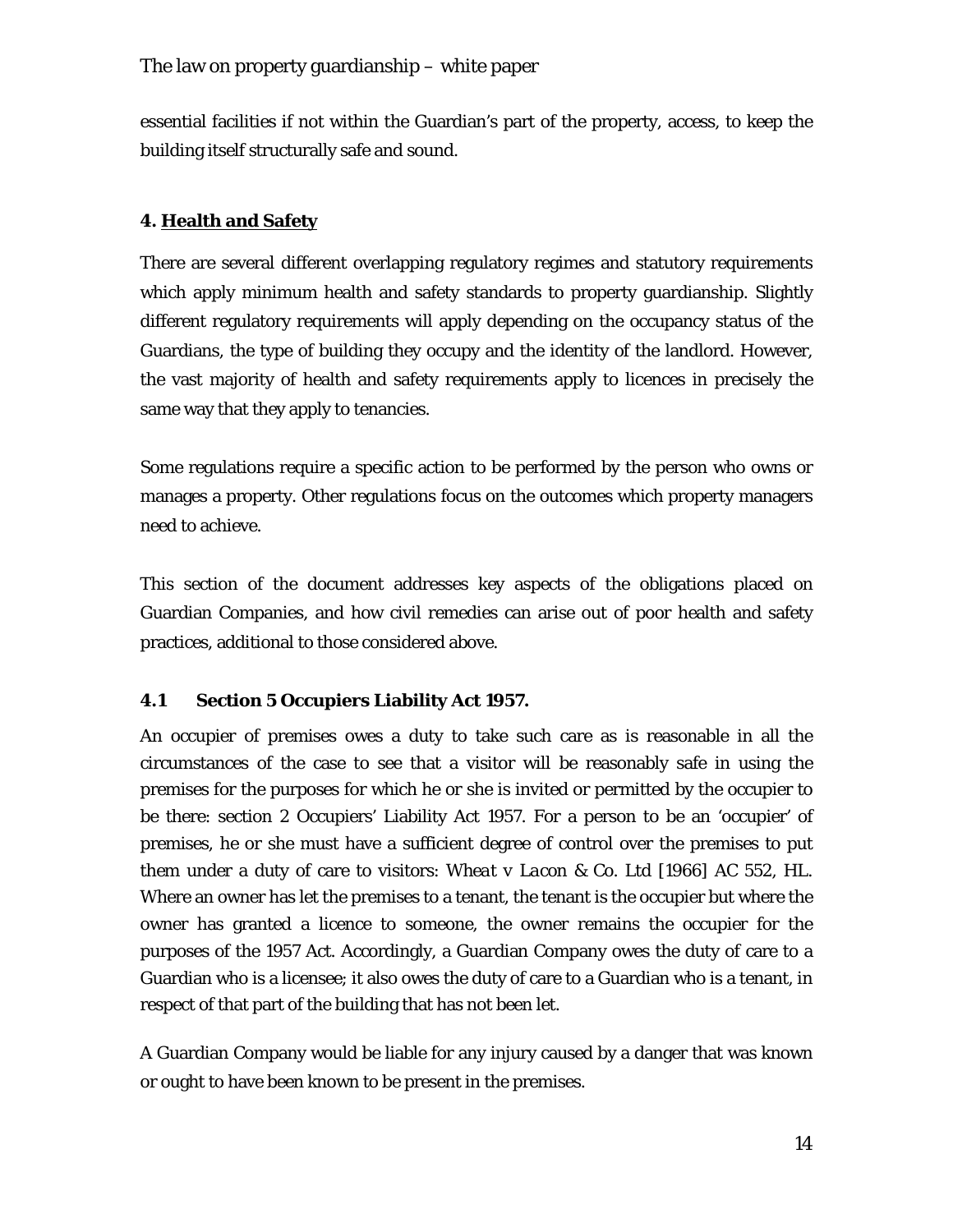essential facilities if not within the Guardian's part of the property, access, to keep the building itself structurally safe and sound.

## 4. <u>Health and Safety</u>

There are several different overlapping regulatory regimes and statutory requirements which apply minimum health and safety standards to property guardianship. Slightly different regulatory requirements will apply depending on the occupancy status of the Guardians, the type of building they occupy and the identity of the landlord. However, the vast majority of health and safety requirements apply to licences in precisely the same way that they apply to tenancies.

Some regulations require a specific action to be performed by the person who owns or manages a property. Other regulations focus on the outcomes which property managers need to achieve.

This section of the document addresses key aspects of the obligations placed on Guardian Companies, and how civil remedies can arise out of poor health and safety practices, additional to those considered above.

### 4.1 Section 5 Occupiers Liability Act 1957.

An occupier of premises owes a duty to take such care as is reasonable in all the circumstances of the case to see that a visitor will be reasonably safe in using the premises for the purposes for which he or she is invited or permitted by the occupier to be there: section 2 Occupiers' Liability Act 1957. For a person to be an 'occupier' of premises, he or she must have a sufficient degree of control over the premises to put them under a duty of care to visitors: *Wheat v Lacon & Co. Ltd* [1966] AC 552, HL. Where an owner has let the premises to a tenant, the tenant is the occupier but where the owner has granted a licence to someone, the owner remains the occupier for the purposes of the 1957 Act. Accordingly, a Guardian Company owes the duty of care to a Guardian who is a licensee; it also owes the duty of care to a Guardian who is a tenant, in respect of that part of the building that has not been let.

A Guardian Company would be liable for any injury caused by a danger that was known or ought to have been known to be present in the premises.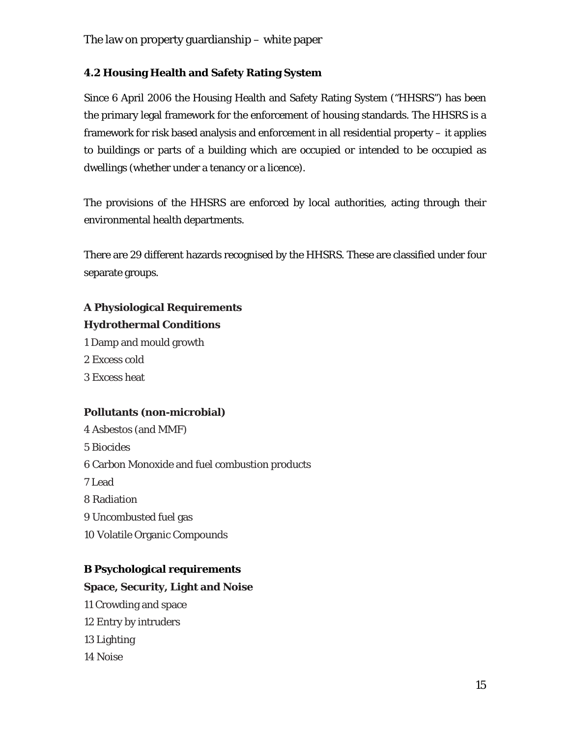### 4.2 Housing Health and Safety Rating System

Since 6 April 2006 the Housing Health and Safety Rating System ("HHSRS") has been the primary legal framework for the enforcement of housing standards. The HHSRS is a framework for risk based analysis and enforcement in all residential property – it applies to buildings or parts of a building which are occupied or intended to be occupied as dwellings (whether under a tenancy or a licence).

The provisions of the HHSRS are enforced by local authorities, acting through their environmental health departments.

There are 29 different hazards recognised by the HHSRS. These are classified under four separate groups.

**A Physiological Requirements**

**Hydrothermal Conditions**

1 Damp and mould growth
2 Excess cold
3 Excess heat

**Pollutants (non-microbial)**

4 Asbestos (and MMF)
5 Biocides
6 Carbon Monoxide and fuel combustion products
7 Lead
8 Radiation
9 Uncombusted fuel gas
10 Volatile Organic Compounds

**B Psychological requirements**

**Space, Security, Light and Noise**

11 Crowding and space
12 Entry by intruders
13 Lighting
14 Noise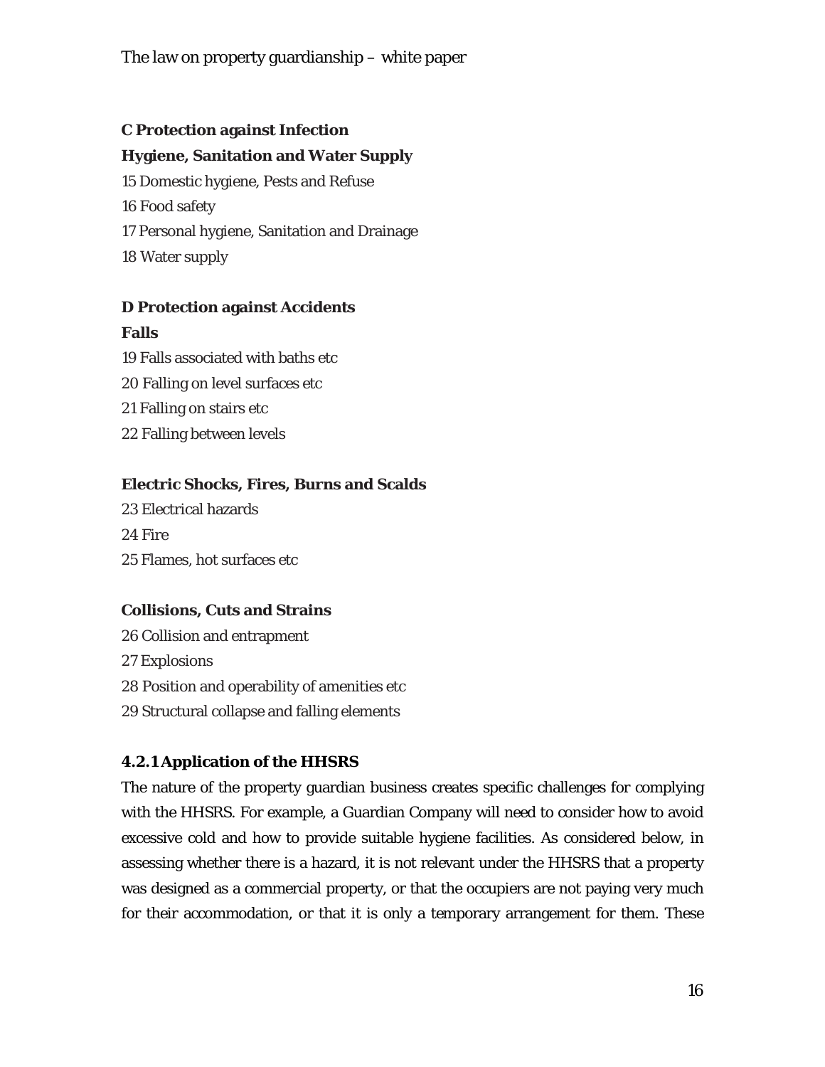**C Protection against Infection**

**Hygiene, Sanitation and Water Supply**

15 Domestic hygiene, Pests and Refuse

16 Food safety

17 Personal hygiene, Sanitation and Drainage

18 Water supply

**D Protection against Accidents**

**Falls**

19 Falls associated with baths etc

20 Falling on level surfaces etc

21 Falling on stairs etc

22 Falling between levels

**Electric Shocks, Fires, Burns and Scalds**

23 Electrical hazards

24 Fire

25 Flames, hot surfaces etc

**Collisions, Cuts and Strains**

26 Collision and entrapment

27 Explosions

28 Position and operability of amenities etc

29 Structural collapse and falling elements

#### 4.2.1 Application of the HHSRS

The nature of the property guardian business creates specific challenges for complying with the HHSRS. For example, a Guardian Company will need to consider how to avoid excessive cold and how to provide suitable hygiene facilities. As considered below, in assessing whether there is a hazard, it is not relevant under the HHSRS that a property was designed as a commercial property, or that the occupiers are not paying very much for their accommodation, or that it is only a temporary arrangement for them. These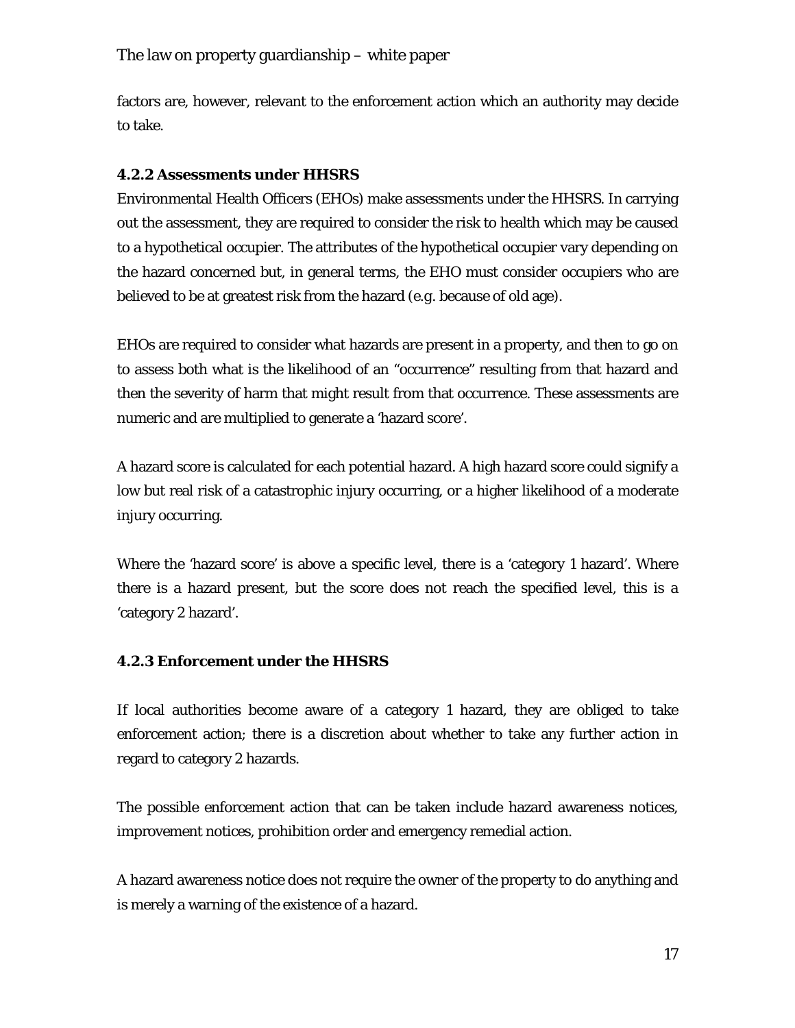factors are, however, relevant to the enforcement action which an authority may decide to take.

### 4.2.2 Assessments under HHSRS

Environmental Health Officers (EHOs) make assessments under the HHSRS. In carrying out the assessment, they are required to consider the risk to health which may be caused to a hypothetical occupier. The attributes of the hypothetical occupier vary depending on the hazard concerned but, in general terms, the EHO must consider occupiers who are believed to be at greatest risk from the hazard (e.g. because of old age).

EHOs are required to consider what hazards are present in a property, and then to go on to assess both what is the likelihood of an "occurrence" resulting from that hazard and then the severity of harm that might result from that occurrence. These assessments are numeric and are multiplied to generate a 'hazard score'.

A hazard score is calculated for each potential hazard. A high hazard score could signify a low but real risk of a catastrophic injury occurring, or a higher likelihood of a moderate injury occurring.

Where the 'hazard score' is above a specific level, there is a 'category 1 hazard'. Where there is a hazard present, but the score does not reach the specified level, this is a 'category 2 hazard'.

### 4.2.3 Enforcement under the HHSRS

If local authorities become aware of a category 1 hazard, they are obliged to take enforcement action; there is a discretion about whether to take any further action in regard to category 2 hazards.

The possible enforcement action that can be taken include hazard awareness notices, improvement notices, prohibition order and emergency remedial action.

A hazard awareness notice does not require the owner of the property to do anything and is merely a warning of the existence of a hazard.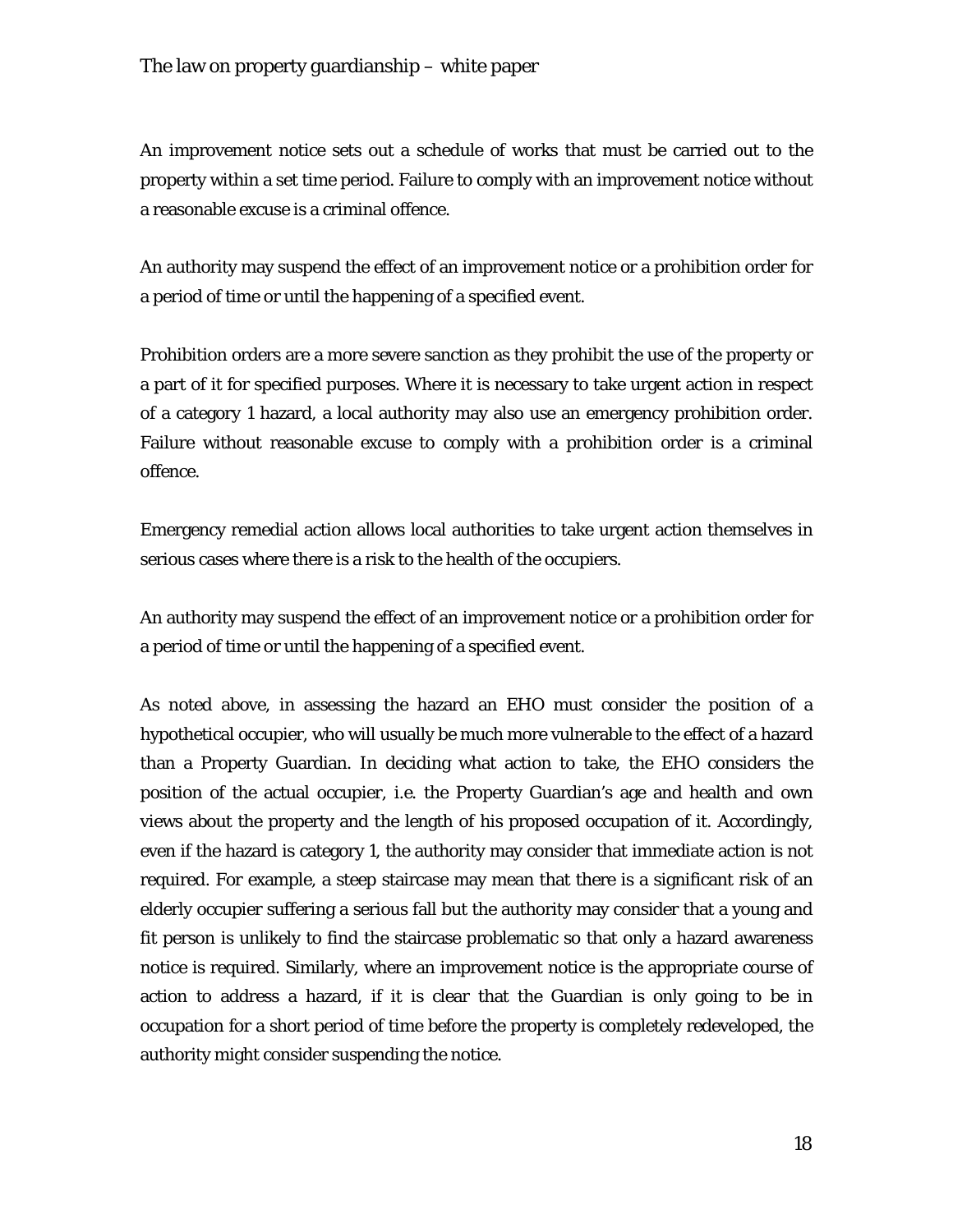An improvement notice sets out a schedule of works that must be carried out to the property within a set time period. Failure to comply with an improvement notice without a reasonable excuse is a criminal offence.

An authority may suspend the effect of an improvement notice or a prohibition order for a period of time or until the happening of a specified event.

Prohibition orders are a more severe sanction as they prohibit the use of the property or a part of it for specified purposes. Where it is necessary to take urgent action in respect of a category 1 hazard, a local authority may also use an emergency prohibition order. Failure without reasonable excuse to comply with a prohibition order is a criminal offence.

Emergency remedial action allows local authorities to take urgent action themselves in serious cases where there is a risk to the health of the occupiers.

An authority may suspend the effect of an improvement notice or a prohibition order for a period of time or until the happening of a specified event.

As noted above, in assessing the hazard an EHO must consider the position of a hypothetical occupier, who will usually be much more vulnerable to the effect of a hazard than a Property Guardian. In deciding what action to take, the EHO considers the position of the actual occupier, i.e. the Property Guardian's age and health and own views about the property and the length of his proposed occupation of it. Accordingly, even if the hazard is category 1, the authority may consider that immediate action is not required. For example, a steep staircase may mean that there is a significant risk of an elderly occupier suffering a serious fall but the authority may consider that a young and fit person is unlikely to find the staircase problematic so that only a hazard awareness notice is required. Similarly, where an improvement notice is the appropriate course of action to address a hazard, if it is clear that the Guardian is only going to be in occupation for a short period of time before the property is completely redeveloped, the authority might consider suspending the notice.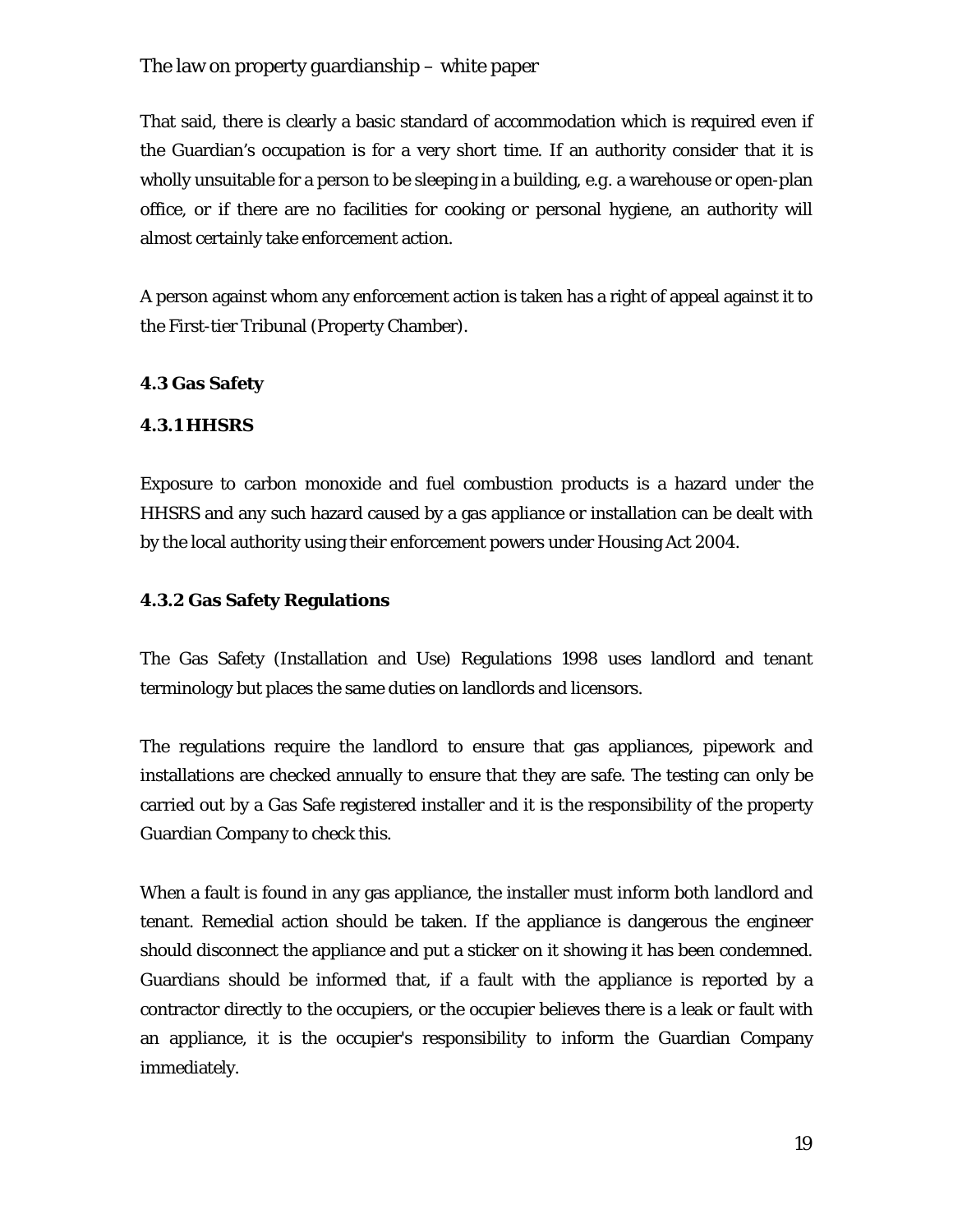That said, there is clearly a basic standard of accommodation which is required even if the Guardian's occupation is for a very short time. If an authority consider that it is wholly unsuitable for a person to be sleeping in a building, e.g. a warehouse or open-plan office, or if there are no facilities for cooking or personal hygiene, an authority will almost certainly take enforcement action.

A person against whom any enforcement action is taken has a right of appeal against it to the First-tier Tribunal (Property Chamber).

### 4.3 Gas Safety

#### 4.3.1 HHSRS

Exposure to carbon monoxide and fuel combustion products is a hazard under the HHSRS and any such hazard caused by a gas appliance or installation can be dealt with by the local authority using their enforcement powers under Housing Act 2004.

#### 4.3.2 Gas Safety Regulations

The Gas Safety (Installation and Use) Regulations 1998 uses landlord and tenant terminology but places the same duties on landlords and licensors.

The regulations require the landlord to ensure that gas appliances, pipework and installations are checked annually to ensure that they are safe. The testing can only be carried out by a Gas Safe registered installer and it is the responsibility of the property Guardian Company to check this.

When a fault is found in any gas appliance, the installer must inform both landlord and tenant. Remedial action should be taken. If the appliance is dangerous the engineer should disconnect the appliance and put a sticker on it showing it has been condemned. Guardians should be informed that, if a fault with the appliance is reported by a contractor directly to the occupiers, or the occupier believes there is a leak or fault with an appliance, it is the occupier's responsibility to inform the Guardian Company immediately.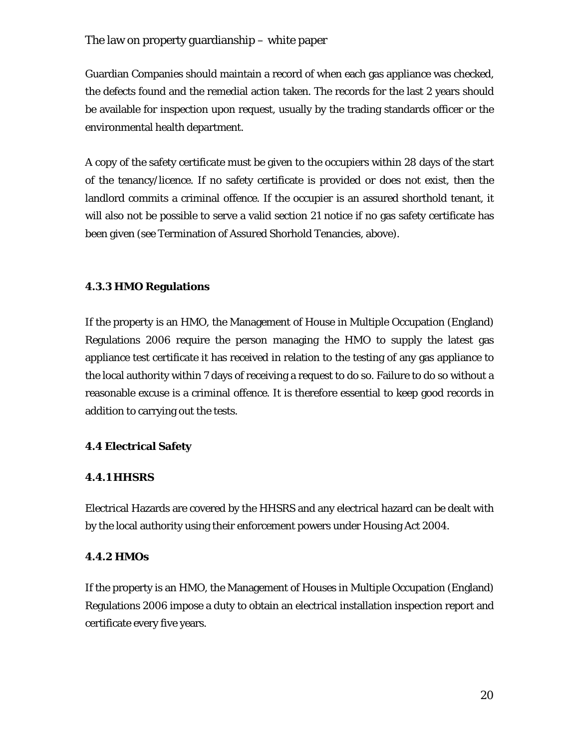Guardian Companies should maintain a record of when each gas appliance was checked, the defects found and the remedial action taken. The records for the last 2 years should be available for inspection upon request, usually by the trading standards officer or the environmental health department.

A copy of the safety certificate must be given to the occupiers within 28 days of the start of the tenancy/licence. If no safety certificate is provided or does not exist, then the landlord commits a criminal offence. If the occupier is an assured shorthold tenant, it will also not be possible to serve a valid section 21 notice if no gas safety certificate has been given (see Termination of Assured Shorhold Tenancies, above).

### 4.3.3 HMO Regulations

If the property is an HMO, the Management of House in Multiple Occupation (England) Regulations 2006 require the person managing the HMO to supply the latest gas appliance test certificate it has received in relation to the testing of any gas appliance to the local authority within 7 days of receiving a request to do so. Failure to do so without a reasonable excuse is a criminal offence. It is therefore essential to keep good records in addition to carrying out the tests.

## 4.4 Electrical Safety

### 4.4.1 HHSRS

Electrical Hazards are covered by the HHSRS and any electrical hazard can be dealt with by the local authority using their enforcement powers under Housing Act 2004.

### 4.4.2 HMOs

If the property is an HMO, the Management of Houses in Multiple Occupation (England) Regulations 2006 impose a duty to obtain an electrical installation inspection report and certificate every five years.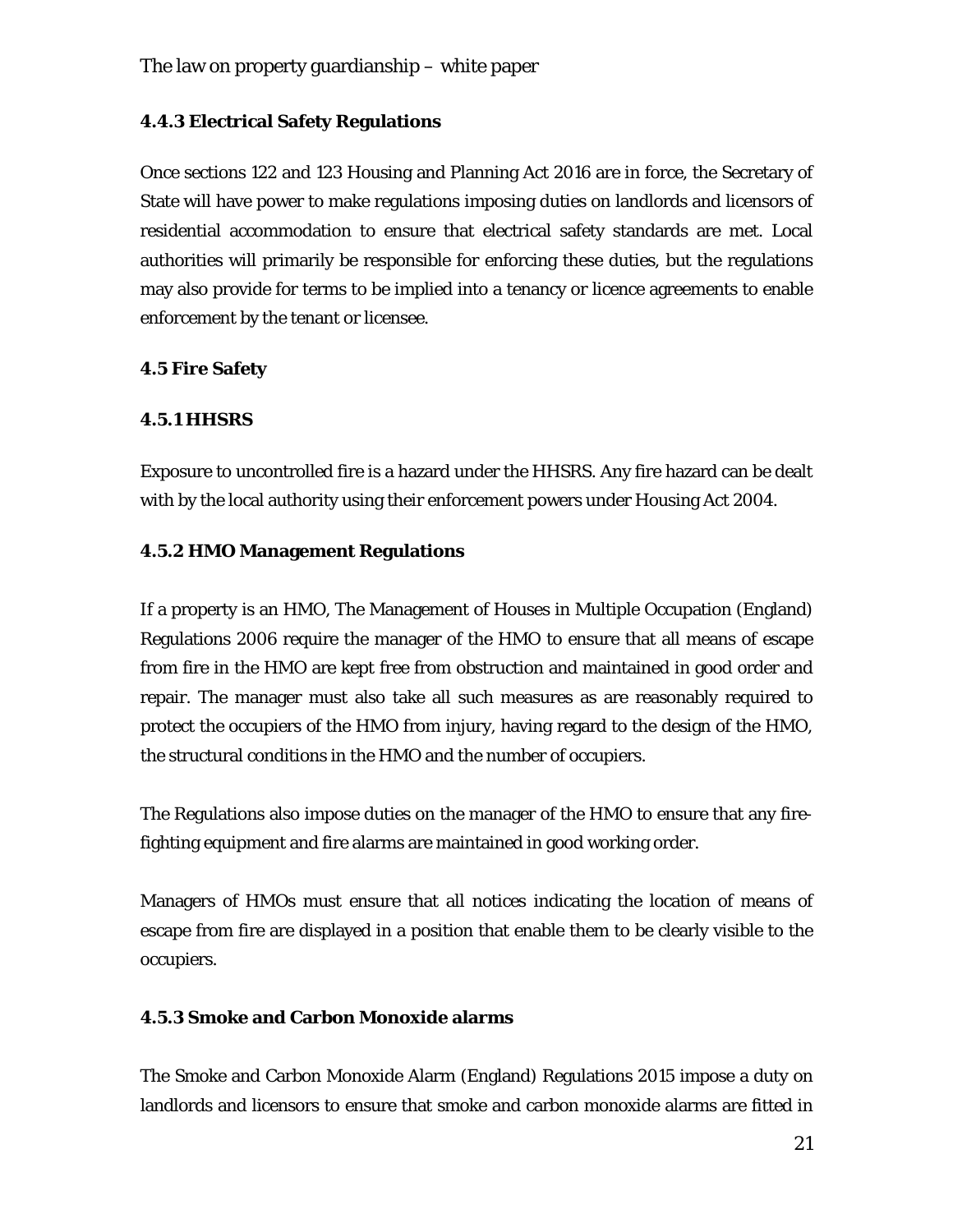#### 4.4.3 Electrical Safety Regulations

Once sections 122 and 123 Housing and Planning Act 2016 are in force, the Secretary of State will have power to make regulations imposing duties on landlords and licensors of residential accommodation to ensure that electrical safety standards are met. Local authorities will primarily be responsible for enforcing these duties, but the regulations may also provide for terms to be implied into a tenancy or licence agreements to enable enforcement by the tenant or licensee.

### 4.5 Fire Safety

#### 4.5.1 HHSRS

Exposure to uncontrolled fire is a hazard under the HHSRS. Any fire hazard can be dealt with by the local authority using their enforcement powers under Housing Act 2004.

#### 4.5.2 HMO Management Regulations

If a property is an HMO, The Management of Houses in Multiple Occupation (England) Regulations 2006 require the manager of the HMO to ensure that all means of escape from fire in the HMO are kept free from obstruction and maintained in good order and repair. The manager must also take all such measures as are reasonably required to protect the occupiers of the HMO from injury, having regard to the design of the HMO, the structural conditions in the HMO and the number of occupiers.

The Regulations also impose duties on the manager of the HMO to ensure that any fire-fighting equipment and fire alarms are maintained in good working order.

Managers of HMOs must ensure that all notices indicating the location of means of escape from fire are displayed in a position that enable them to be clearly visible to the occupiers.

#### 4.5.3 Smoke and Carbon Monoxide alarms

The Smoke and Carbon Monoxide Alarm (England) Regulations 2015 impose a duty on landlords and licensors to ensure that smoke and carbon monoxide alarms are fitted in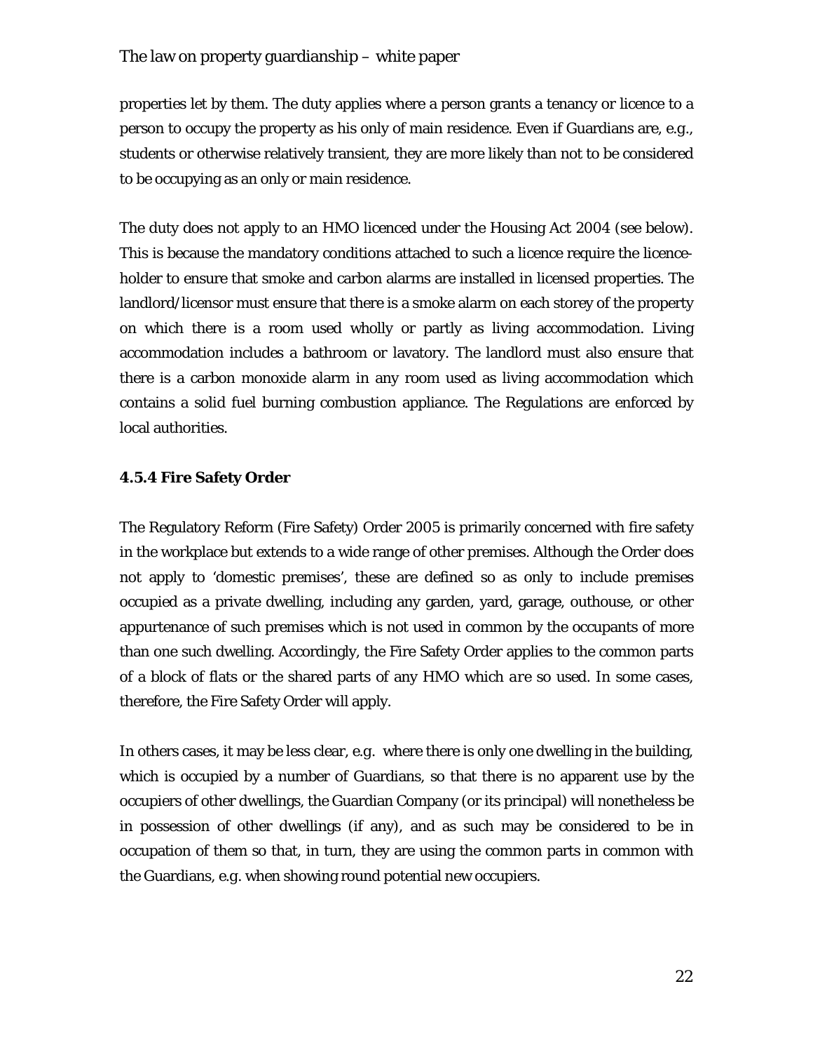properties let by them. The duty applies where a person grants a tenancy or licence to a person to occupy the property as his only of main residence. Even if Guardians are, e.g., students or otherwise relatively transient, they are more likely than not to be considered to be occupying as an only or main residence.

The duty does not apply to an HMO licenced under the Housing Act 2004 (see below). This is because the mandatory conditions attached to such a licence require the licence-holder to ensure that smoke and carbon alarms are installed in licensed properties. The landlord/licensor must ensure that there is a smoke alarm on each storey of the property on which there is a room used wholly or partly as living accommodation. Living accommodation includes a bathroom or lavatory. The landlord must also ensure that there is a carbon monoxide alarm in any room used as living accommodation which contains a solid fuel burning combustion appliance. The Regulations are enforced by local authorities.

### 4.5.4 Fire Safety Order

The Regulatory Reform (Fire Safety) Order 2005 is primarily concerned with fire safety in the workplace but extends to a wide range of other premises. Although the Order does not apply to 'domestic premises', these are defined so as only to include premises occupied as a private dwelling, including any garden, yard, garage, outhouse, or other appurtenance of such premises which is not used in common by the occupants of more than one such dwelling. Accordingly, the Fire Safety Order applies to the common parts of a block of flats or the shared parts of any HMO which *are* so used. In some cases, therefore, the Fire Safety Order will apply.

In others cases, it may be less clear, e.g. where there is only one dwelling in the building, which is occupied by a number of Guardians, so that there is no apparent use by the occupiers of other dwellings, the Guardian Company (or its principal) will nonetheless be in possession of other dwellings (if any), and as such may be considered to be in occupation of them so that, in turn, they are using the common parts in common with the Guardians, e.g. when showing round potential new occupiers.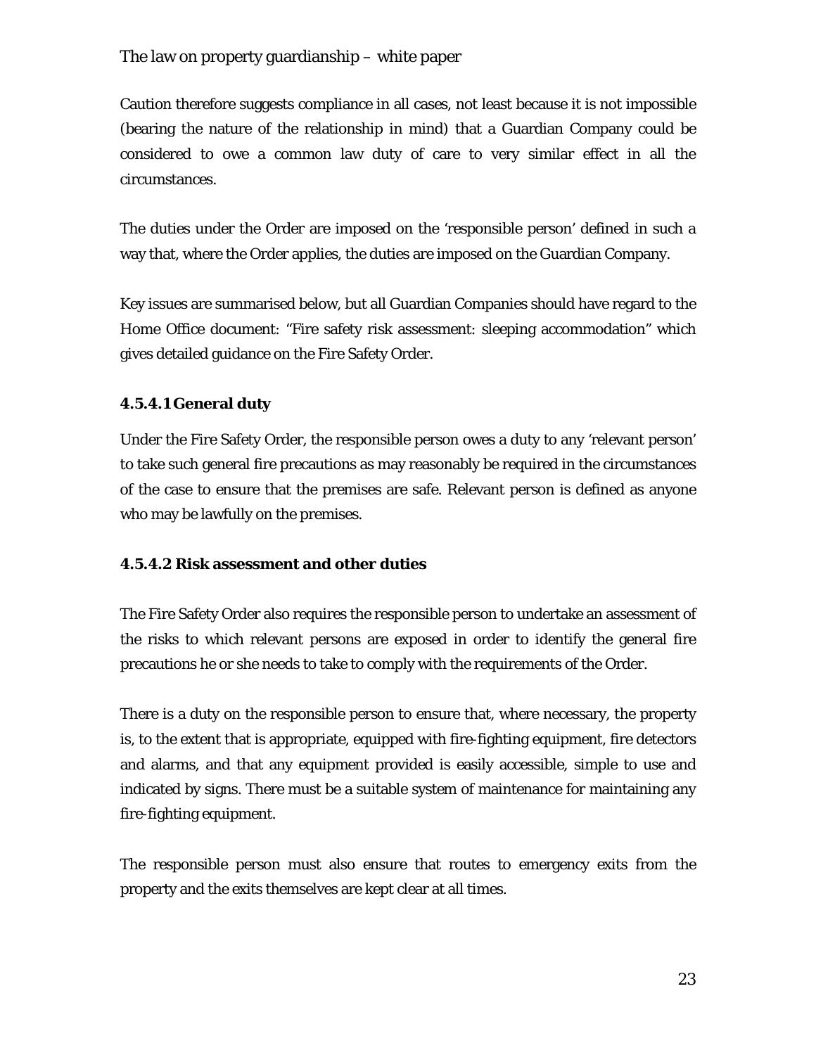Caution therefore suggests compliance in all cases, not least because it is not impossible (bearing the nature of the relationship in mind) that a Guardian Company could be considered to owe a common law duty of care to very similar effect in all the circumstances.

The duties under the Order are imposed on the 'responsible person' defined in such a way that, where the Order applies, the duties are imposed on the Guardian Company.

Key issues are summarised below, but all Guardian Companies should have regard to the Home Office document: "Fire safety risk assessment: sleeping accommodation" which gives detailed guidance on the Fire Safety Order.

#### 4.5.4.1 General duty

Under the Fire Safety Order, the responsible person owes a duty to any 'relevant person' to take such general fire precautions as may reasonably be required in the circumstances of the case to ensure that the premises are safe. Relevant person is defined as anyone who may be lawfully on the premises.

#### 4.5.4.2 Risk assessment and other duties

The Fire Safety Order also requires the responsible person to undertake an assessment of the risks to which relevant persons are exposed in order to identify the general fire precautions he or she needs to take to comply with the requirements of the Order.

There is a duty on the responsible person to ensure that, where necessary, the property is, to the extent that is appropriate, equipped with fire-fighting equipment, fire detectors and alarms, and that any equipment provided is easily accessible, simple to use and indicated by signs. There must be a suitable system of maintenance for maintaining any fire-fighting equipment.

The responsible person must also ensure that routes to emergency exits from the property and the exits themselves are kept clear at all times.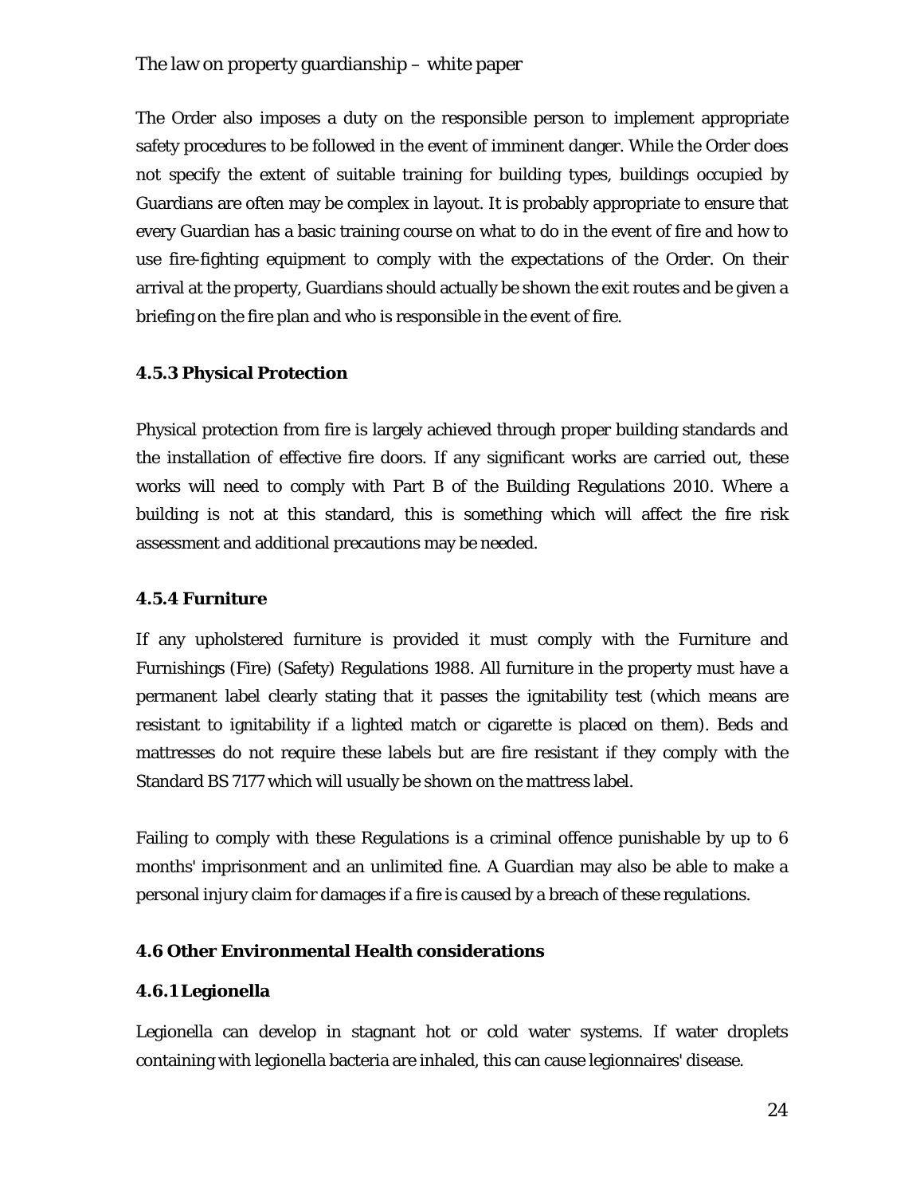The Order also imposes a duty on the responsible person to implement appropriate safety procedures to be followed in the event of imminent danger. While the Order does not specify the extent of suitable training for building types, buildings occupied by Guardians are often may be complex in layout. It is probably appropriate to ensure that every Guardian has a basic training course on what to do in the event of fire and how to use fire-fighting equipment to comply with the expectations of the Order. On their arrival at the property, Guardians should actually be shown the exit routes and be given a briefing on the fire plan and who is responsible in the event of fire.

**4.5.3 Physical Protection**

Physical protection from fire is largely achieved through proper building standards and the installation of effective fire doors. If any significant works are carried out, these works will need to comply with Part B of the Building Regulations 2010. Where a building is not at this standard, this is something which will affect the fire risk assessment and additional precautions may be needed.

**4.5.4 Furniture**

If any upholstered furniture is provided it must comply with the Furniture and Furnishings (Fire) (Safety) Regulations 1988. All furniture in the property must have a permanent label clearly stating that it passes the ignitability test (which means are resistant to ignitability if a lighted match or cigarette is placed on them). Beds and mattresses do not require these labels but are fire resistant if they comply with the Standard BS 7177 which will usually be shown on the mattress label.

Failing to comply with these Regulations is a criminal offence punishable by up to 6 months' imprisonment and an unlimited fine. A Guardian may also be able to make a personal injury claim for damages if a fire is caused by a breach of these regulations.

**4.6 Other Environmental Health considerations**

**4.6.1 Legionella**

Legionella can develop in stagnant hot or cold water systems. If water droplets containing with legionella bacteria are inhaled, this can cause legionnaires' disease.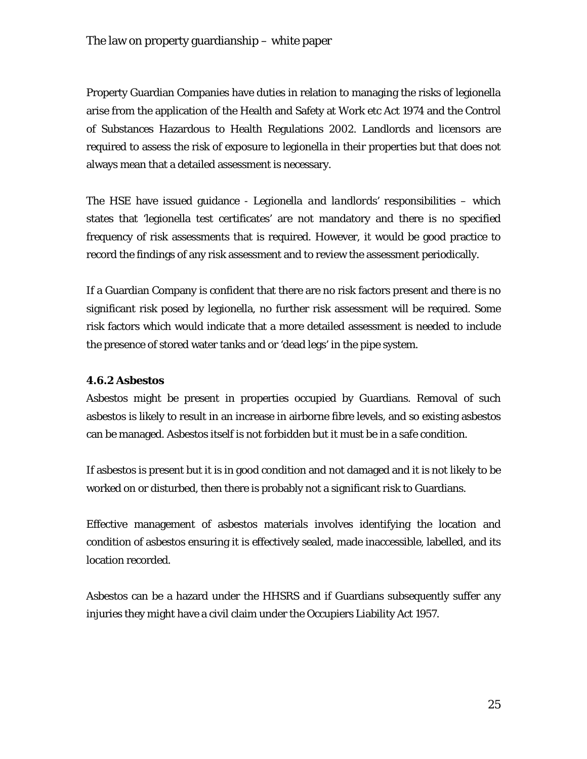Property Guardian Companies have duties in relation to managing the risks of legionella arise from the application of the Health and Safety at Work etc Act 1974 and the Control of Substances Hazardous to Health Regulations 2002. Landlords and licensors are required to assess the risk of exposure to legionella in their properties but that does not always mean that a detailed assessment is necessary.

The HSE have issued guidance - *Legionella and landlords' responsibilities* – which states that 'legionella test certificates' are not mandatory and there is no specified frequency of risk assessments that is required. However, it would be good practice to record the findings of any risk assessment and to review the assessment periodically.

If a Guardian Company is confident that there are no risk factors present and there is no significant risk posed by legionella, no further risk assessment will be required. Some risk factors which would indicate that a more detailed assessment is needed to include the presence of stored water tanks and or 'dead legs' in the pipe system.

#### 4.6.2 Asbestos

Asbestos might be present in properties occupied by Guardians. Removal of such asbestos is likely to result in an increase in airborne fibre levels, and so existing asbestos can be managed. Asbestos itself is not forbidden but it must be in a safe condition.

If asbestos is present but it is in good condition and not damaged and it is not likely to be worked on or disturbed, then there is probably not a significant risk to Guardians.

Effective management of asbestos materials involves identifying the location and condition of asbestos ensuring it is effectively sealed, made inaccessible, labelled, and its location recorded.

Asbestos can be a hazard under the HHSRS and if Guardians subsequently suffer any injuries they might have a civil claim under the Occupiers Liability Act 1957.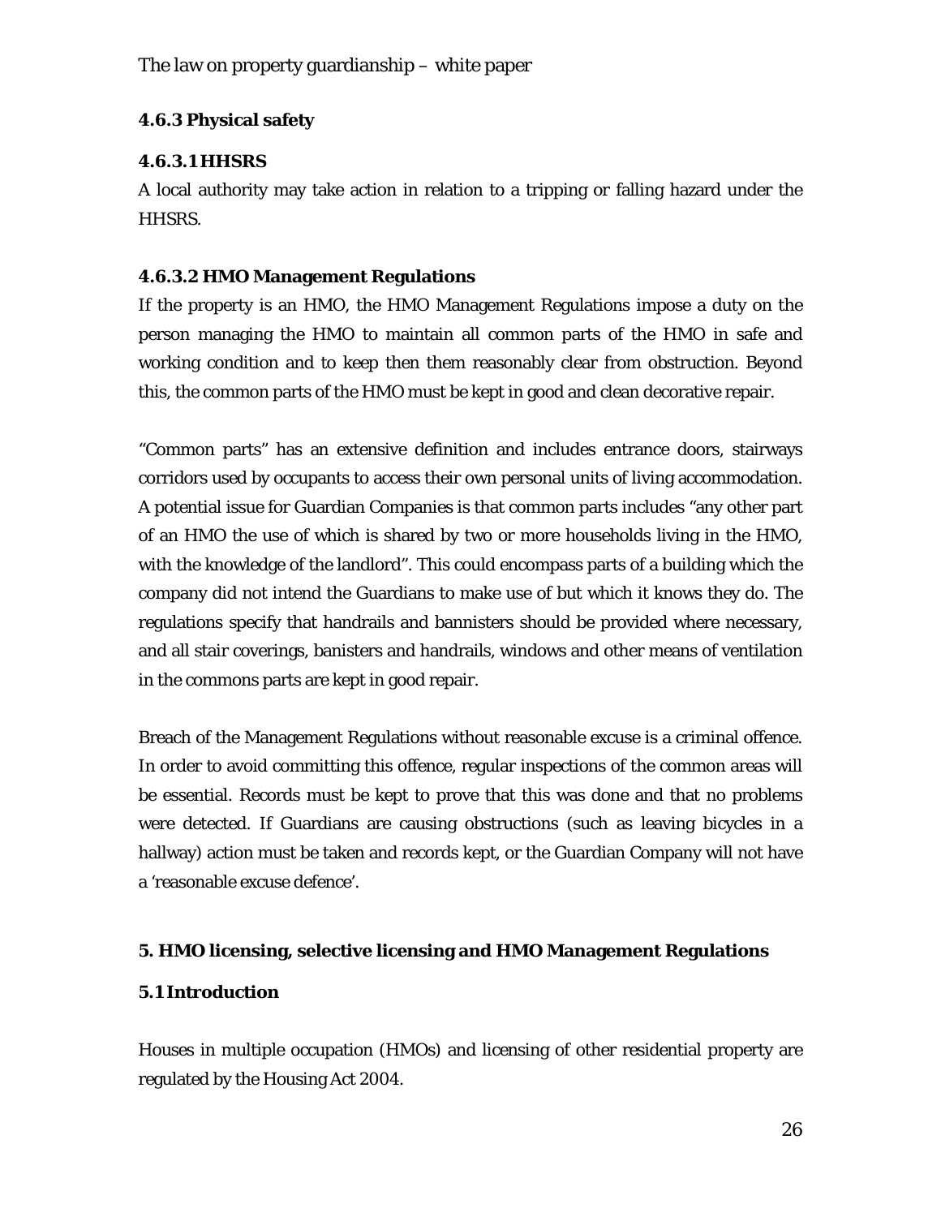#### 4.6.3 Physical safety

##### 4.6.3.1 HHSRS

A local authority may take action in relation to a tripping or falling hazard under the HHSRS.

##### 4.6.3.2 HMO Management Regulations

If the property is an HMO, the HMO Management Regulations impose a duty on the person managing the HMO to maintain all common parts of the HMO in safe and working condition and to keep then them reasonably clear from obstruction. Beyond this, the common parts of the HMO must be kept in good and clean decorative repair.

"Common parts" has an extensive definition and includes entrance doors, stairways corridors used by occupants to access their own personal units of living accommodation. A potential issue for Guardian Companies is that common parts includes "any other part of an HMO the use of which is shared by two or more households living in the HMO, with the knowledge of the landlord". This could encompass parts of a building which the company did not intend the Guardians to make use of but which it knows they do. The regulations specify that handrails and bannisters should be provided where necessary, and all stair coverings, banisters and handrails, windows and other means of ventilation in the commons parts are kept in good repair.

Breach of the Management Regulations without reasonable excuse is a criminal offence. In order to avoid committing this offence, regular inspections of the common areas will be essential. Records must be kept to prove that this was done and that no problems were detected. If Guardians are causing obstructions (such as leaving bicycles in a hallway) action must be taken and records kept, or the Guardian Company will not have a 'reasonable excuse defence'.

## 5. HMO licensing, selective licensing and HMO Management Regulations

### 5.1 Introduction

Houses in multiple occupation (HMOs) and licensing of other residential property are regulated by the Housing Act 2004.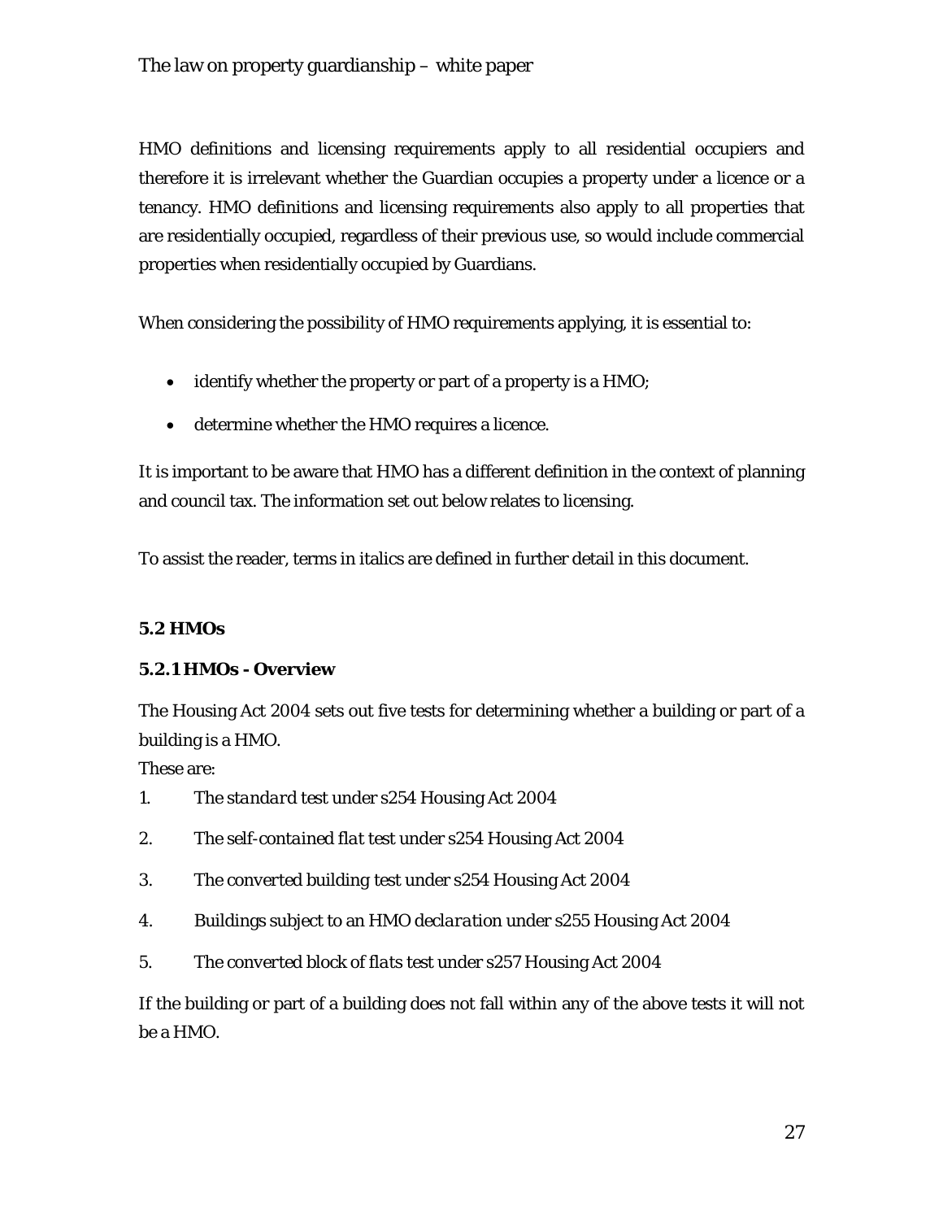HMO definitions and licensing requirements apply to all residential occupiers and therefore it is irrelevant whether the Guardian occupies a property under a licence or a tenancy. HMO definitions and licensing requirements also apply to all properties that are residentially occupied, regardless of their previous use, so would include commercial properties when residentially occupied by Guardians.

When considering the possibility of HMO requirements applying, it is essential to:

- identify whether the property or part of a property is a HMO;
- determine whether the HMO requires a licence.

It is important to be aware that HMO has a different definition in the context of planning and council tax. The information set out below relates to licensing.

To assist the reader, terms in italics are defined in further detail in this document.

### 5.2 HMOs

#### 5.2.1 HMOs - Overview

The Housing Act 2004 sets out five tests for determining whether a building or part of a building is a HMO.

These are:

1. The *standard* test under s254 Housing Act 2004
2. The *self-contained flat* test under s254 Housing Act 2004
3. The *converted building* test under s254 Housing Act 2004
4. Buildings subject to an *HMO declaration* under s255 Housing Act 2004
5. The *converted block of flats* test under s257 Housing Act 2004

If the building or part of a building does not fall within any of the above tests it will not be a HMO.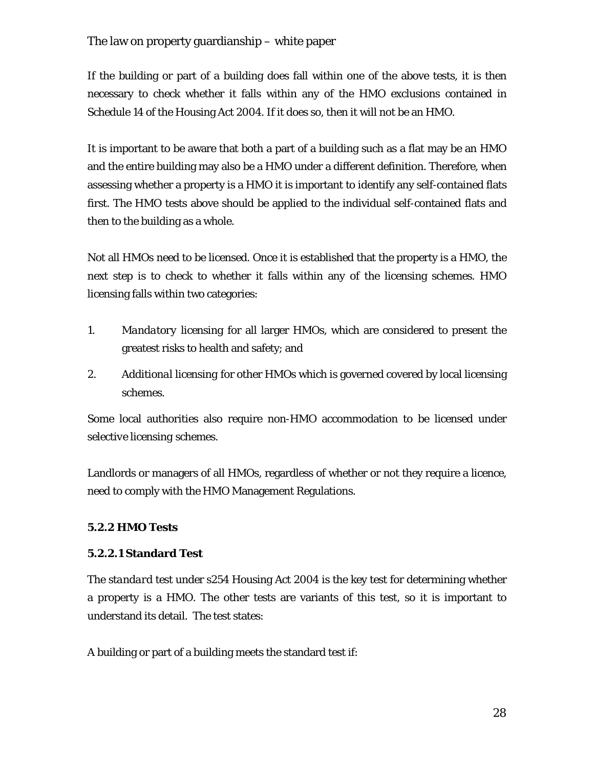If the building or part of a building does fall within one of the above tests, it is then necessary to check whether it falls within any of the HMO exclusions contained in Schedule 14 of the Housing Act 2004. If it does so, then it will not be an HMO.

It is important to be aware that both a part of a building such as a flat may be an HMO and the entire building may also be a HMO under a different definition. Therefore, when assessing whether a property is a HMO it is important to identify any self-contained flats first. The HMO tests above should be applied to the individual self-contained flats and then to the building as a whole.

Not all HMOs need to be licensed. Once it is established that the property is a HMO, the next step is to check to whether it falls within any of the licensing schemes. HMO licensing falls within two categories:

1. *Mandatory* licensing for all larger HMOs, which are considered to present the greatest risks to health and safety; and
2. *Additional* licensing for other HMOs which is governed covered by local licensing schemes.

Some local authorities also require non-HMO accommodation to be licensed under *selective* licensing schemes.

Landlords or managers of all HMOs, regardless of whether or not they require a licence, need to comply with the HMO Management Regulations.

**5.2.2 HMO Tests**

**5.2.2.1 Standard Test**

The *standard* test under s254 Housing Act 2004 is the key test for determining whether a property is a HMO. The other tests are variants of this test, so it is important to understand its detail. The test states:

A building or part of a building meets the standard test if: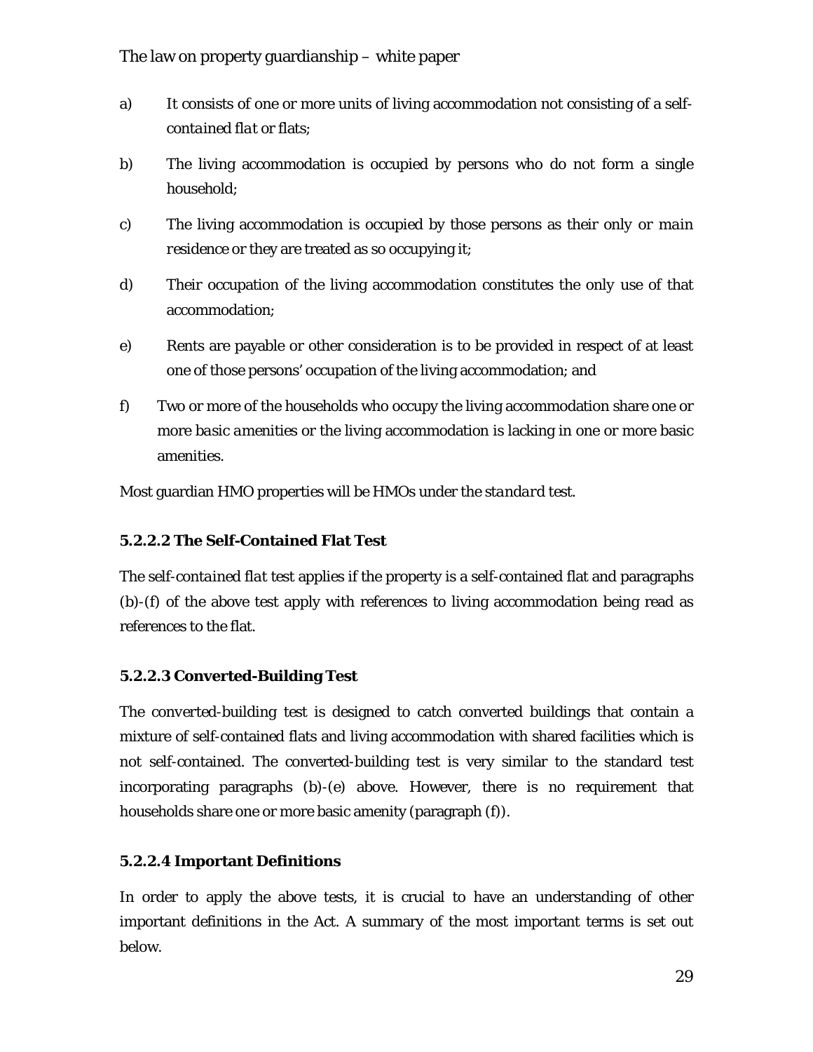a) It consists of one or more units of living accommodation not consisting of a self-*contained flat* or flats;

b) The living accommodation is occupied by persons who do not form a single household;

c) The living accommodation is occupied by those persons as their *only or main residence* or they are treated as so occupying it;

d) Their occupation of the living accommodation constitutes the only use of that accommodation;

e) Rents are payable or other consideration is to be provided in respect of at least one of those persons' occupation of the living accommodation; and

f) Two or more of the households who occupy the living accommodation share one or more *basic amenities* or the living accommodation is lacking in one or more basic amenities.

Most guardian HMO properties will be HMOs under the *standard* test.

#### 5.2.2.2 The Self-Contained Flat Test

The *self-contained flat* test applies if the property is a self-contained flat and paragraphs (b)-(f) of the above test apply with references to living accommodation being read as references to the flat.

#### 5.2.2.3 Converted-Building Test

The *converted-building* test is designed to catch converted buildings that contain a mixture of self-contained flats and living accommodation with shared facilities which is not self-contained. The converted-building test is very similar to the standard test incorporating paragraphs (b)-(e) above. However, there is no requirement that households share one or more basic amenity (paragraph (f)).

#### 5.2.2.4 Important Definitions

In order to apply the above tests, it is crucial to have an understanding of other important definitions in the Act. A summary of the most important terms is set out below.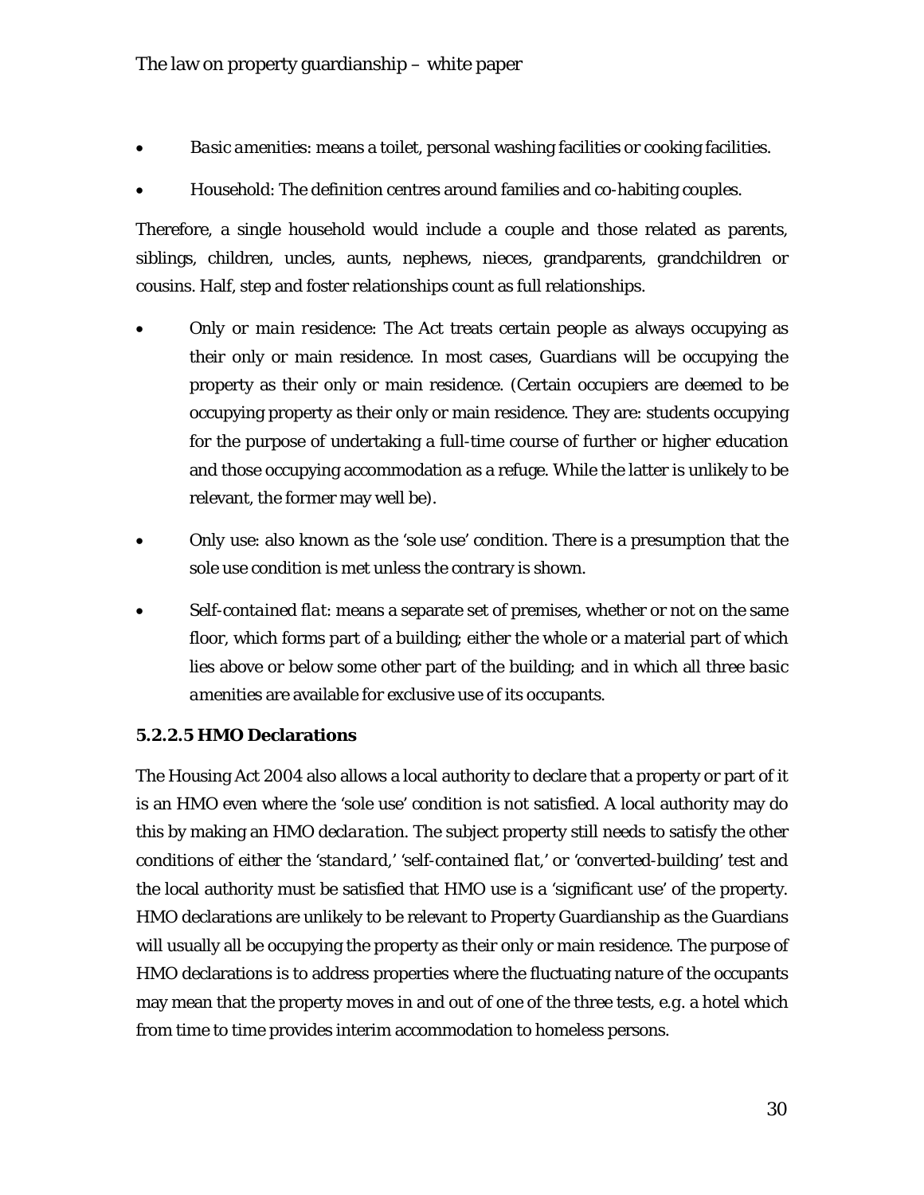- *Basic amenities*: means a toilet, personal washing facilities or cooking facilities.
- Household: The definition centres around families and co-habiting couples.

Therefore, a single household would include a couple and those related as parents, siblings, children, uncles, aunts, nephews, nieces, grandparents, grandchildren or cousins. Half, step and foster relationships count as full relationships.

- *Only or main residence*: The Act treats certain people as always occupying as their only or main residence. In most cases, Guardians will be occupying the property as their only or main residence. (Certain occupiers are deemed to be occupying property as their only or main residence. They are: students occupying for the purpose of undertaking a full-time course of further or higher education and those occupying accommodation as a refuge. While the latter is unlikely to be relevant, the former may well be).
- Only use: also known as the 'sole use' condition. There is a presumption that the sole use condition is met unless the contrary is shown.
- *Self-contained flat*: means a separate set of premises, whether or not on the same floor, which forms part of a building; either the whole or a material part of which lies above or below some other part of the building; and in which all three *basic amenities* are available for exclusive use of its occupants.

### 5.2.2.5 HMO Declarations

The Housing Act 2004 also allows a local authority to declare that a property or part of it is an HMO even where the 'sole use' condition is not satisfied. A local authority may do this by making an *HMO declaration*. The subject property still needs to satisfy the other conditions of either the '*standard*,' '*self-contained flat*,' or '*converted-building*' test and the local authority must be satisfied that HMO use is a 'significant use' of the property. HMO declarations are unlikely to be relevant to Property Guardianship as the Guardians will usually all be occupying the property as their only or main residence. The purpose of HMO declarations is to address properties where the fluctuating nature of the occupants may mean that the property moves in and out of one of the three tests, e.g. a hotel which from time to time provides interim accommodation to homeless persons.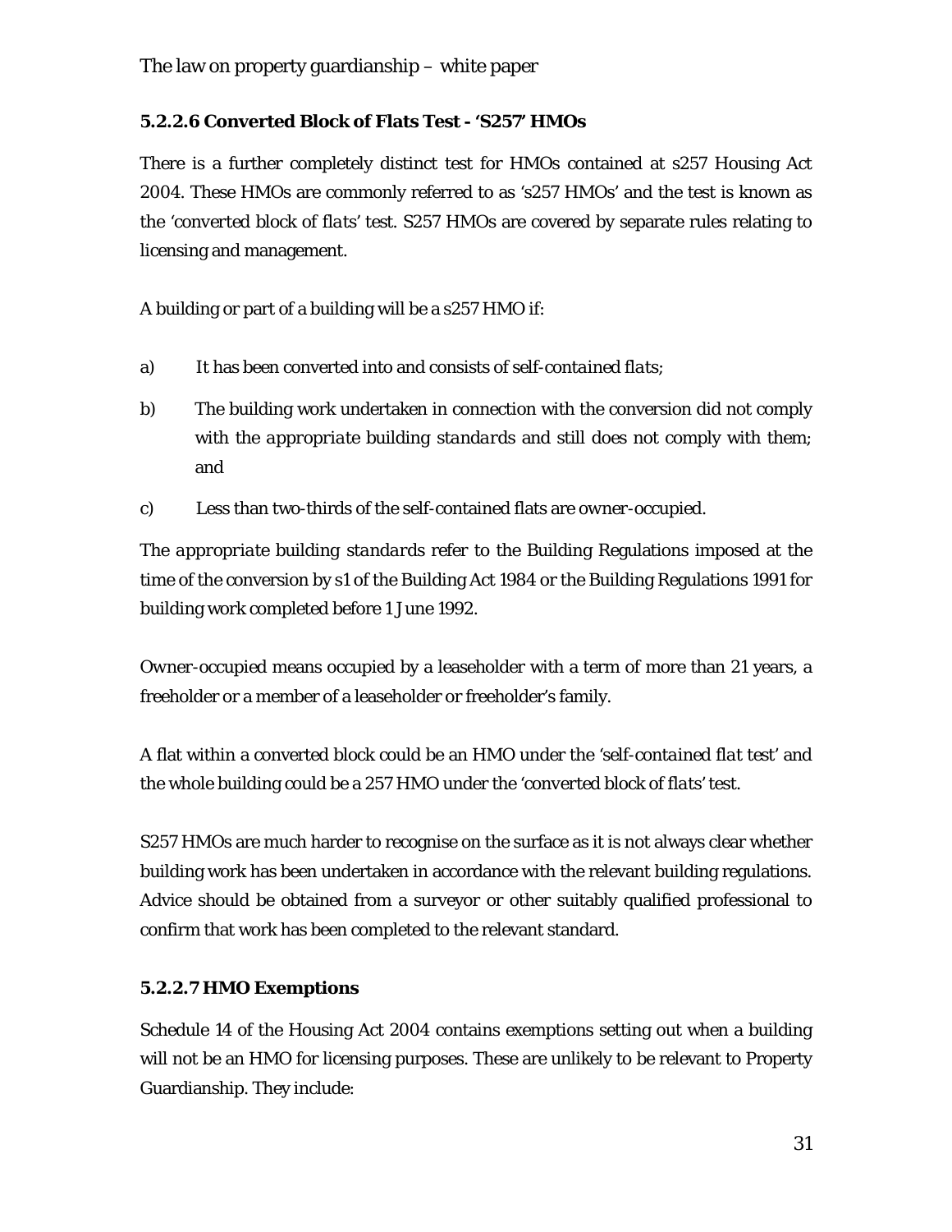#### 5.2.2.6 Converted Block of Flats Test - 'S257' HMOs

There is a further completely distinct test for HMOs contained at s257 Housing Act 2004. These HMOs are commonly referred to as 's257 HMOs' and the test is known as the 'converted block of *flats*' test. S257 HMOs are covered by separate rules relating to licensing and management.

A building or part of a building will be a s257 HMO if:

a) It has been converted into and consists of *self-contained flats*;

b) The building work undertaken in connection with the conversion did not comply with the *appropriate building standards* and still does not comply with them; and

c) Less than two-thirds of the self-contained flats are owner-occupied.

The *appropriate building standards* refer to the Building Regulations imposed at the time of the conversion by s1 of the Building Act 1984 or the Building Regulations 1991 for building work completed before 1 June 1992.

Owner-occupied means occupied by a leaseholder with a term of more than 21 years, a freeholder or a member of a leaseholder or freeholder's family.

A flat within a converted block could be an HMO under the 'self-contained flat test' and the whole building could be a 257 HMO under the 'converted block of *flats*' test.

S257 HMOs are much harder to recognise on the surface as it is not always clear whether building work has been undertaken in accordance with the relevant building regulations. Advice should be obtained from a surveyor or other suitably qualified professional to confirm that work has been completed to the relevant standard.

#### 5.2.2.7 HMO Exemptions

Schedule 14 of the Housing Act 2004 contains exemptions setting out when a building will not be an HMO for licensing purposes. These are unlikely to be relevant to Property Guardianship. They include: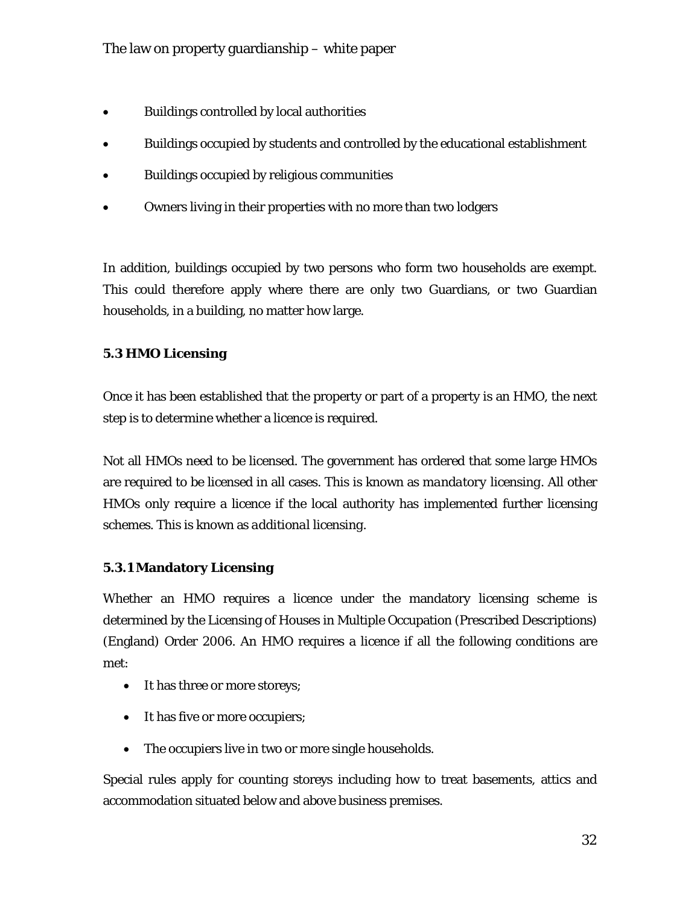- Buildings controlled by local authorities
- Buildings occupied by students and controlled by the educational establishment
- Buildings occupied by religious communities
- Owners living in their properties with no more than two lodgers

In addition, buildings occupied by two persons who form two households are exempt. This could therefore apply where there are only two Guardians, or two Guardian households, in a building, no matter how large.

### 5.3 HMO Licensing

Once it has been established that the property or part of a property is an HMO, the next step is to determine whether a licence is required.

Not all HMOs need to be licensed. The government has ordered that some large HMOs are required to be licensed in all cases. This is known as *mandatory* licensing. All other HMOs only require a licence if the local authority has implemented further licensing schemes. This is known as *additional* licensing.

#### 5.3.1 Mandatory Licensing

Whether an HMO requires a licence under the mandatory licensing scheme is determined by the Licensing of Houses in Multiple Occupation (Prescribed Descriptions) (England) Order 2006. An HMO requires a licence if all the following conditions are met:

- It has three or more storeys;
- It has five or more occupiers;
- The occupiers live in two or more single households.

Special rules apply for counting storeys including how to treat basements, attics and accommodation situated below and above business premises.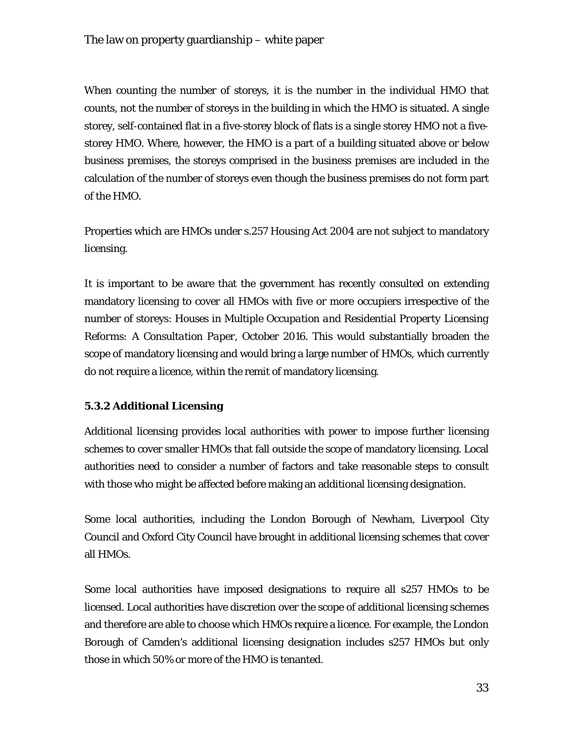When counting the number of storeys, it is the number in the individual HMO that counts, not the number of storeys in the building in which the HMO is situated. A single storey, self-contained flat in a five-storey block of flats is a single storey HMO not a five-storey HMO. Where, however, the HMO is a part of a building situated above or below business premises, the storeys comprised in the business premises are included in the calculation of the number of storeys even though the business premises do not form part of the HMO.

Properties which are HMOs under s.257 Housing Act 2004 are not subject to mandatory licensing.

It is important to be aware that the government has recently consulted on extending mandatory licensing to cover all HMOs with five or more occupiers irrespective of the number of storeys: *Houses in Multiple Occupation and Residential Property Licensing Reforms: A Consultation Paper*, October 2016. This would substantially broaden the scope of mandatory licensing and would bring a large number of HMOs, which currently do not require a licence, within the remit of mandatory licensing.

### 5.3.2 Additional Licensing

Additional licensing provides local authorities with power to impose further licensing schemes to cover smaller HMOs that fall outside the scope of mandatory licensing. Local authorities need to consider a number of factors and take reasonable steps to consult with those who might be affected before making an additional licensing designation.

Some local authorities, including the London Borough of Newham, Liverpool City Council and Oxford City Council have brought in additional licensing schemes that cover all HMOs.

Some local authorities have imposed designations to require all s257 HMOs to be licensed. Local authorities have discretion over the scope of additional licensing schemes and therefore are able to choose which HMOs require a licence. For example, the London Borough of Camden's additional licensing designation includes s257 HMOs but only those in which 50% or more of the HMO is tenanted.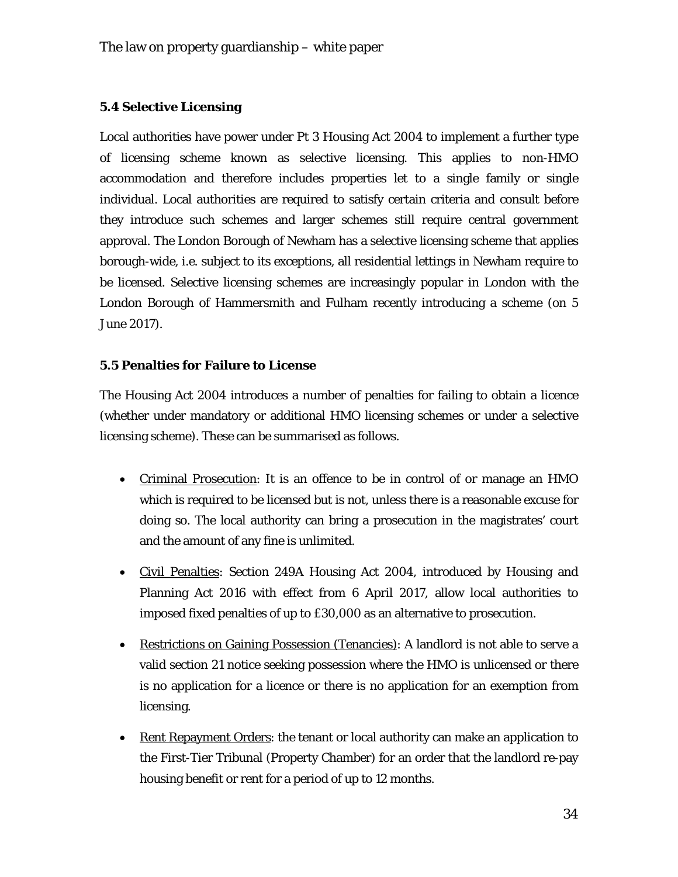### 5.4 Selective Licensing

Local authorities have power under Pt 3 Housing Act 2004 to implement a further type of licensing scheme known as selective licensing. This applies to non-HMO accommodation and therefore includes properties let to a single family or single individual. Local authorities are required to satisfy certain criteria and consult before they introduce such schemes and larger schemes still require central government approval. The London Borough of Newham has a selective licensing scheme that applies borough-wide, i.e. subject to its exceptions, all residential lettings in Newham require to be licensed. Selective licensing schemes are increasingly popular in London with the London Borough of Hammersmith and Fulham recently introducing a scheme (on 5 June 2017).

### 5.5 Penalties for Failure to License

The Housing Act 2004 introduces a number of penalties for failing to obtain a licence (whether under mandatory or additional HMO licensing schemes or under a selective licensing scheme). These can be summarised as follows.

- <u>Criminal Prosecution</u>: It is an offence to be in control of or manage an HMO which is required to be licensed but is not, unless there is a reasonable excuse for doing so. The local authority can bring a prosecution in the magistrates' court and the amount of any fine is unlimited.
- <u>Civil Penalties</u>: Section 249A Housing Act 2004, introduced by Housing and Planning Act 2016 with effect from 6 April 2017, allow local authorities to imposed fixed penalties of up to £30,000 as an alternative to prosecution.
- <u>Restrictions on Gaining Possession (Tenancies)</u>: A landlord is not able to serve a valid section 21 notice seeking possession where the HMO is unlicensed or there is no application for a licence or there is no application for an exemption from licensing.
- <u>Rent Repayment Orders</u>: the tenant or local authority can make an application to the First-Tier Tribunal (Property Chamber) for an order that the landlord re-pay housing benefit or rent for a period of up to 12 months.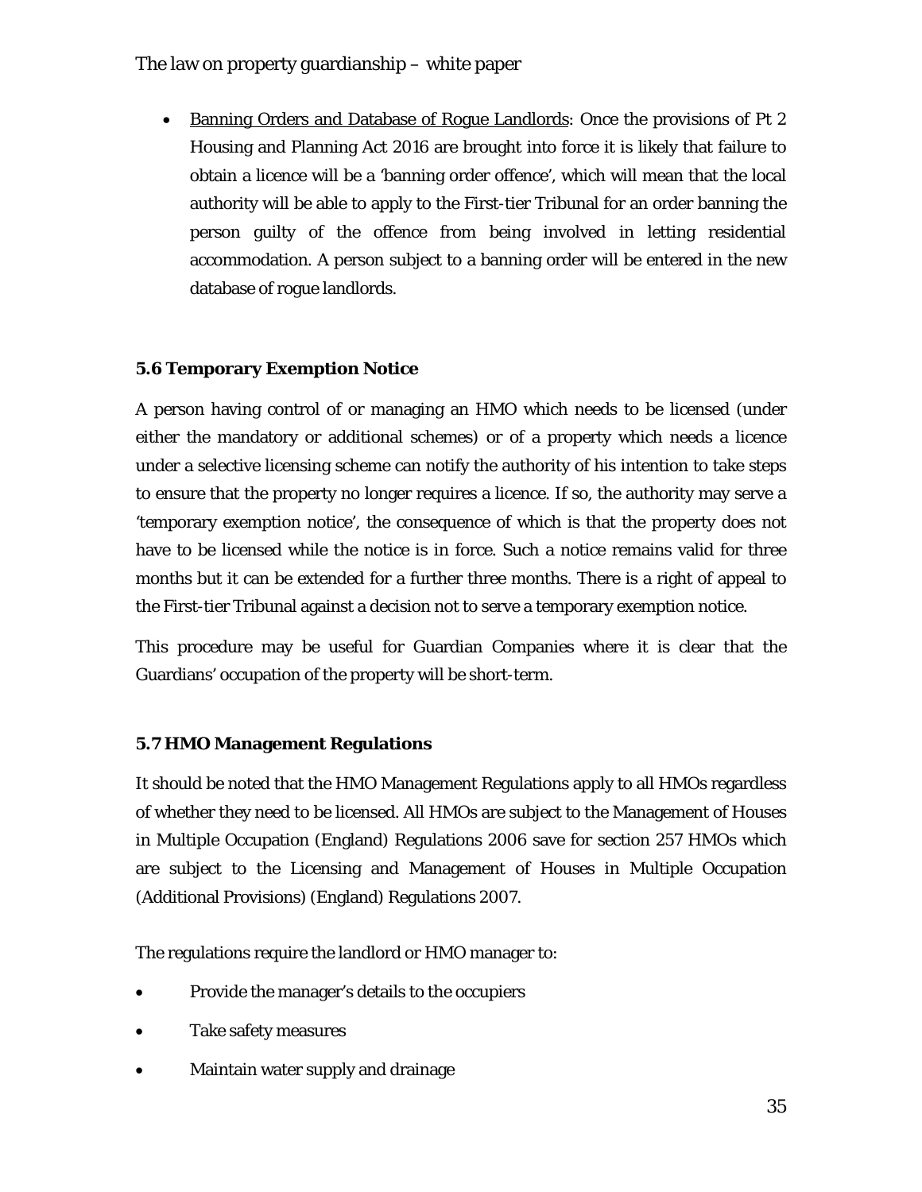- Banning Orders and Database of Rogue Landlords: Once the provisions of Pt 2 Housing and Planning Act 2016 are brought into force it is likely that failure to obtain a licence will be a 'banning order offence', which will mean that the local authority will be able to apply to the First-tier Tribunal for an order banning the person guilty of the offence from being involved in letting residential accommodation. A person subject to a banning order will be entered in the new database of rogue landlords.

### 5.6 Temporary Exemption Notice

A person having control of or managing an HMO which needs to be licensed (under either the mandatory or additional schemes) or of a property which needs a licence under a selective licensing scheme can notify the authority of his intention to take steps to ensure that the property no longer requires a licence. If so, the authority may serve a 'temporary exemption notice', the consequence of which is that the property does not have to be licensed while the notice is in force. Such a notice remains valid for three months but it can be extended for a further three months. There is a right of appeal to the First-tier Tribunal against a decision not to serve a temporary exemption notice.

This procedure may be useful for Guardian Companies where it is clear that the Guardians' occupation of the property will be short-term.

### 5.7 HMO Management Regulations

It should be noted that the HMO Management Regulations apply to all HMOs regardless of whether they need to be licensed. All HMOs are subject to the Management of Houses in Multiple Occupation (England) Regulations 2006 save for section 257 HMOs which are subject to the Licensing and Management of Houses in Multiple Occupation (Additional Provisions) (England) Regulations 2007.

The regulations require the landlord or HMO manager to:

- Provide the manager's details to the occupiers
- Take safety measures
- Maintain water supply and drainage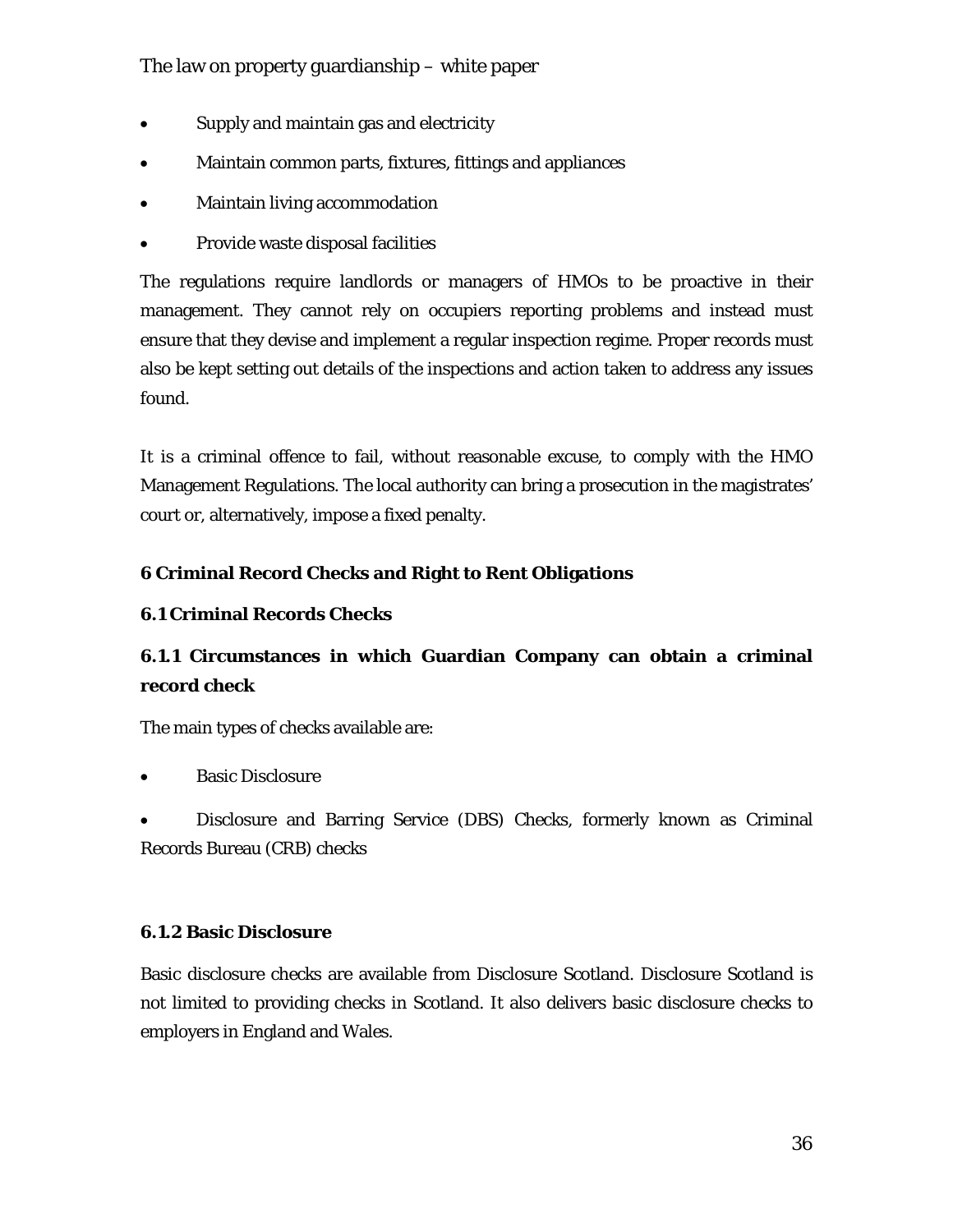- Supply and maintain gas and electricity
- Maintain common parts, fixtures, fittings and appliances
- Maintain living accommodation
- Provide waste disposal facilities

The regulations require landlords or managers of HMOs to be proactive in their management. They cannot rely on occupiers reporting problems and instead must ensure that they devise and implement a regular inspection regime. Proper records must also be kept setting out details of the inspections and action taken to address any issues found.

It is a criminal offence to fail, without reasonable excuse, to comply with the HMO Management Regulations. The local authority can bring a prosecution in the magistrates' court or, alternatively, impose a fixed penalty.

## 6 Criminal Record Checks and Right to Rent Obligations

### 6.1 Criminal Records Checks

#### 6.1.1 Circumstances in which Guardian Company can obtain a criminal record check

The main types of checks available are:

- Basic Disclosure
- Disclosure and Barring Service (DBS) Checks, formerly known as Criminal Records Bureau (CRB) checks

#### 6.1.2 Basic Disclosure

Basic disclosure checks are available from Disclosure Scotland. Disclosure Scotland is not limited to providing checks in Scotland. It also delivers basic disclosure checks to employers in England and Wales.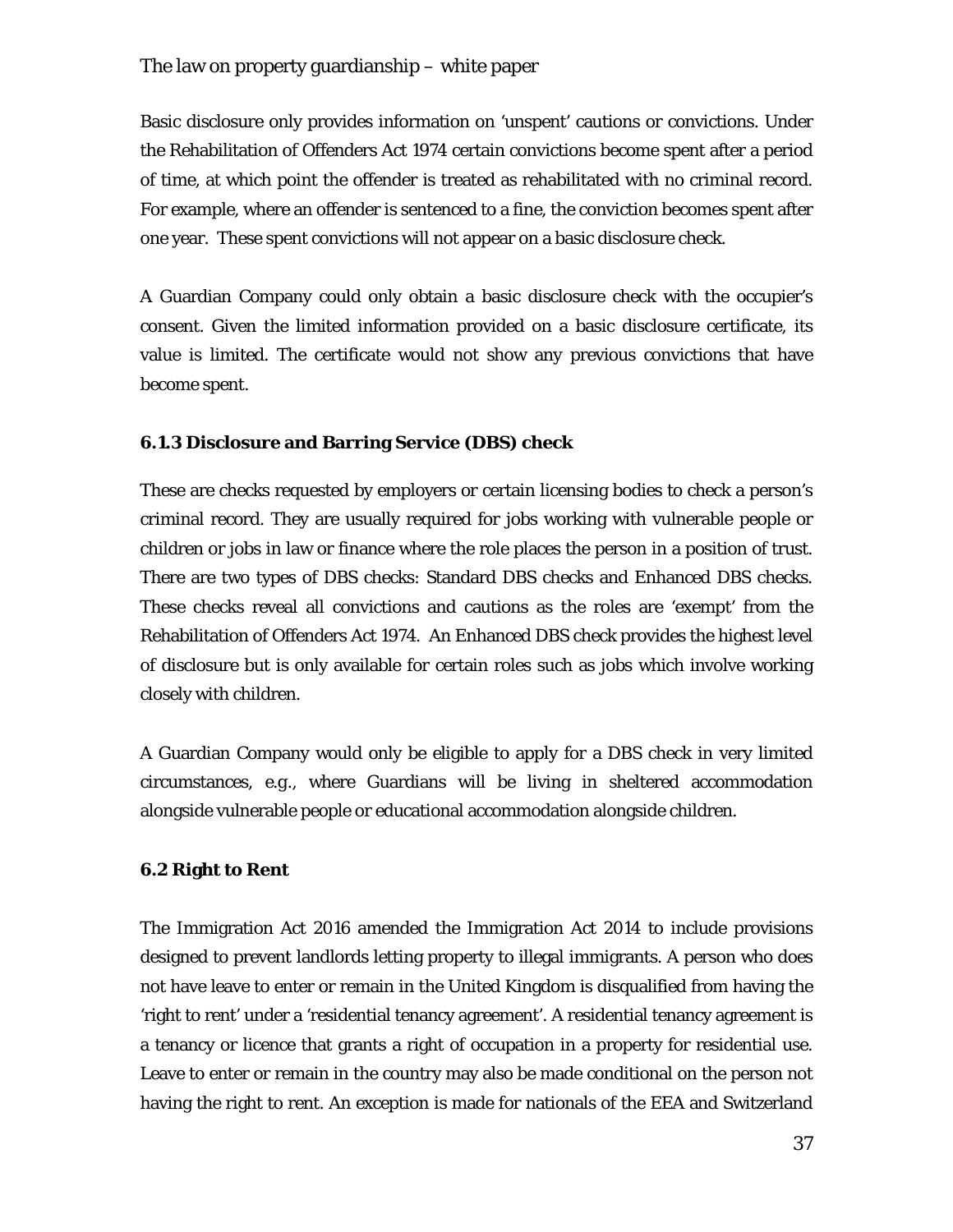Basic disclosure only provides information on 'unspent' cautions or convictions. Under the Rehabilitation of Offenders Act 1974 certain convictions become spent after a period of time, at which point the offender is treated as rehabilitated with no criminal record. For example, where an offender is sentenced to a fine, the conviction becomes spent after one year. These spent convictions will not appear on a basic disclosure check.

A Guardian Company could only obtain a basic disclosure check with the occupier's consent. Given the limited information provided on a basic disclosure certificate, its value is limited. The certificate would not show any previous convictions that have become spent.

### 6.1.3 Disclosure and Barring Service (DBS) check

These are checks requested by employers or certain licensing bodies to check a person's criminal record. They are usually required for jobs working with vulnerable people or children or jobs in law or finance where the role places the person in a position of trust. There are two types of DBS checks: Standard DBS checks and Enhanced DBS checks. These checks reveal all convictions and cautions as the roles are 'exempt' from the Rehabilitation of Offenders Act 1974. An Enhanced DBS check provides the highest level of disclosure but is only available for certain roles such as jobs which involve working closely with children.

A Guardian Company would only be eligible to apply for a DBS check in very limited circumstances, e.g., where Guardians will be living in sheltered accommodation alongside vulnerable people or educational accommodation alongside children.

## 6.2 Right to Rent

The Immigration Act 2016 amended the Immigration Act 2014 to include provisions designed to prevent landlords letting property to illegal immigrants. A person who does not have leave to enter or remain in the United Kingdom is disqualified from having the 'right to rent' under a 'residential tenancy agreement'. A residential tenancy agreement is a tenancy or licence that grants a right of occupation in a property for residential use. Leave to enter or remain in the country may also be made conditional on the person not having the right to rent. An exception is made for nationals of the EEA and Switzerland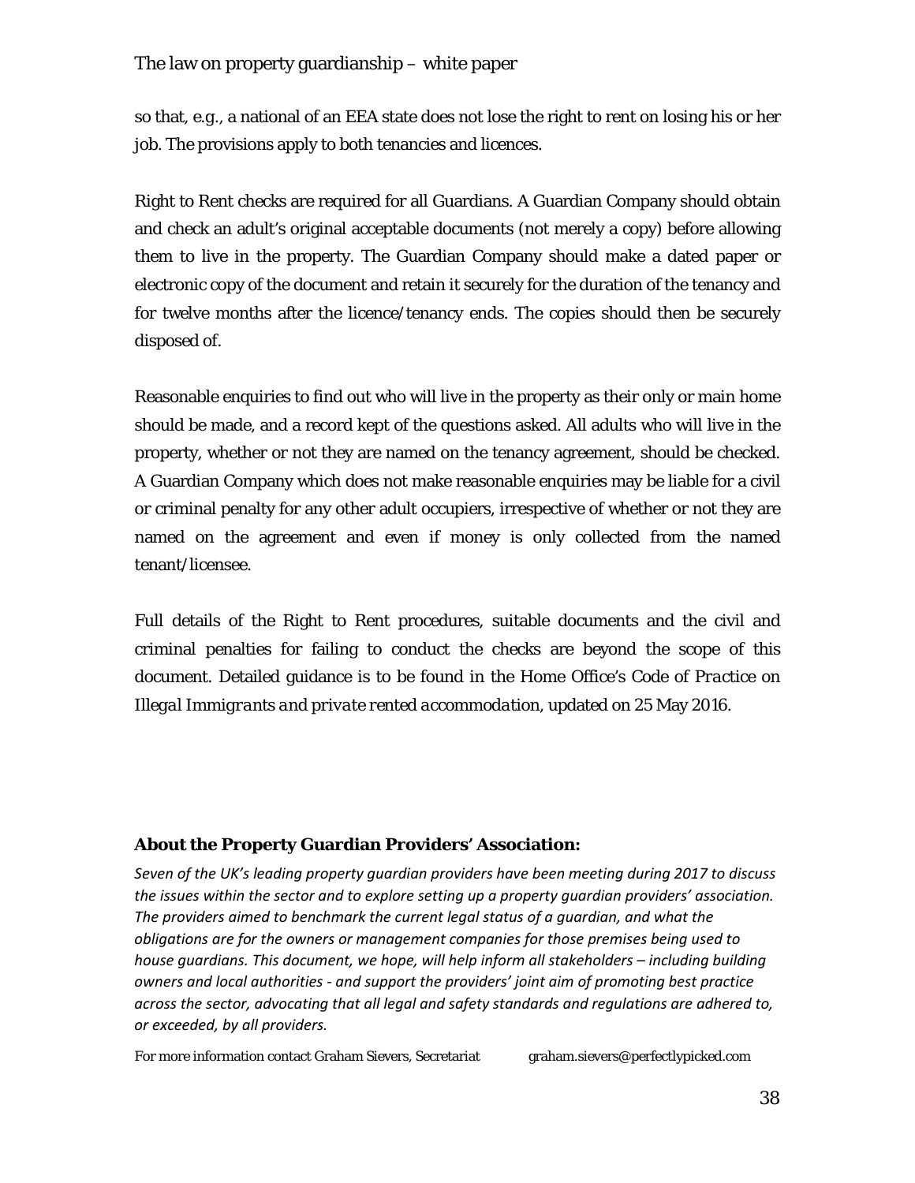so that, e.g., a national of an EEA state does not lose the right to rent on losing his or her job. The provisions apply to both tenancies and licences.

Right to Rent checks are required for all Guardians. A Guardian Company should obtain and check an adult's original acceptable documents (not merely a copy) before allowing them to live in the property. The Guardian Company should make a dated paper or electronic copy of the document and retain it securely for the duration of the tenancy and for twelve months after the licence/tenancy ends. The copies should then be securely disposed of.

Reasonable enquiries to find out who will live in the property as their only or main home should be made, and a record kept of the questions asked. All adults who will live in the property, whether or not they are named on the tenancy agreement, should be checked. A Guardian Company which does not make reasonable enquiries may be liable for a civil or criminal penalty for any other adult occupiers, irrespective of whether or not they are named on the agreement and even if money is only collected from the named tenant/licensee.

Full details of the Right to Rent procedures, suitable documents and the civil and criminal penalties for failing to conduct the checks are beyond the scope of this document. Detailed guidance is to be found in the Home Office's *Code of Practice on Illegal Immigrants and private rented accommodation*, updated on 25 May 2016.

**About the Property Guardian Providers' Association:**

*Seven of the UK's leading property guardian providers have been meeting during 2017 to discuss the issues within the sector and to explore setting up a property guardian providers' association. The providers aimed to benchmark the current legal status of a guardian, and what the obligations are for the owners or management companies for those premises being used to house guardians. This document, we hope, will help inform all stakeholders – including building owners and local authorities - and support the providers' joint aim of promoting best practice across the sector, advocating that all legal and safety standards and regulations are adhered to, or exceeded, by all providers.*

For more information contact Graham Sievers, Secretariat graham.sievers@perfectlypicked.com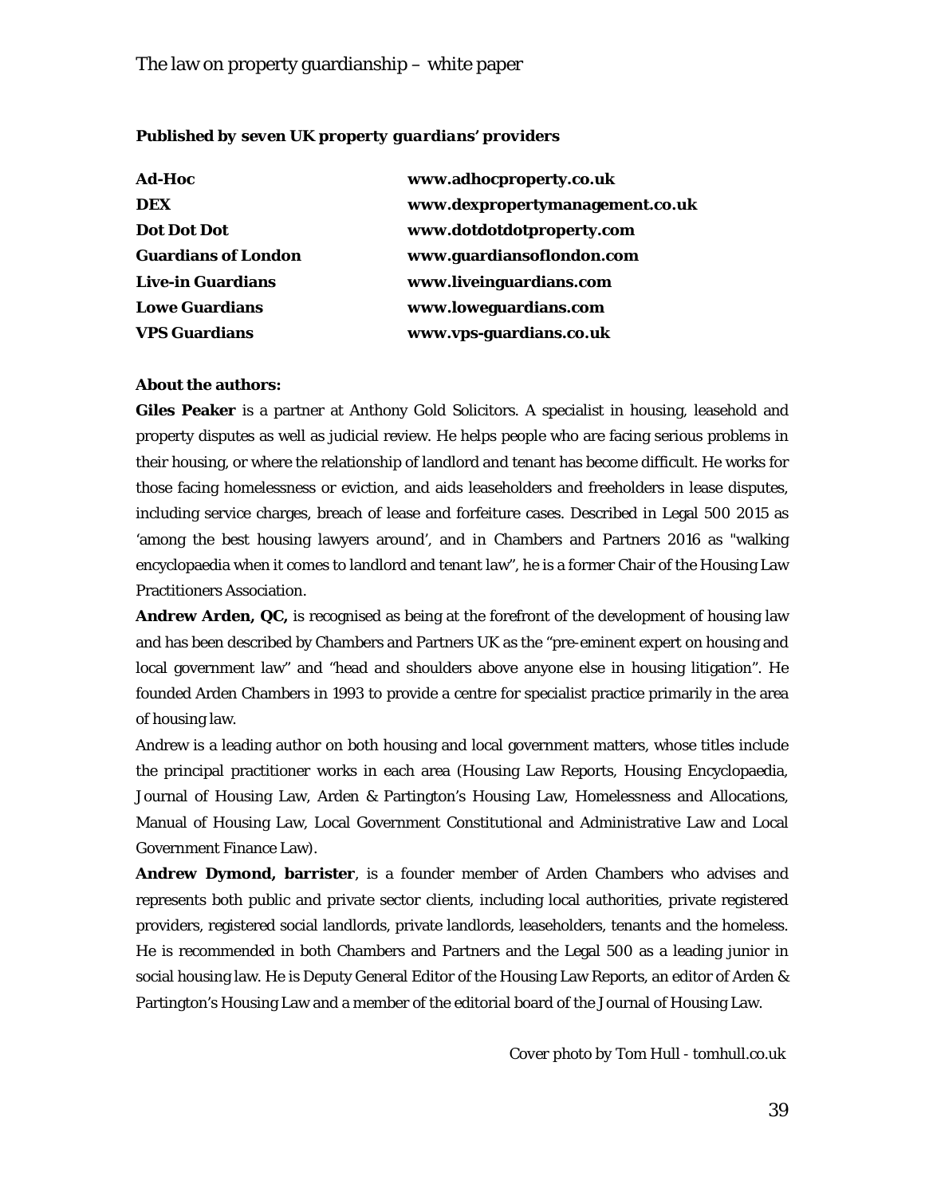**Published by seven UK property *guardians'* providers**

| | |
|---|---|
| **Ad-Hoc** | **www.adhocproperty.co.uk** |
| **DEX** | **www.dexpropertymanagement.co.uk** |
| **Dot Dot Dot** | **www.dotdotdotproperty.com** |
| **Guardians of London** | **www.guardiansoflondon.com** |
| **Live-in Guardians** | **www.liveinguardians.com** |
| **Lowe Guardians** | **www.loweguardians.com** |
| **VPS Guardians** | **www.vps-guardians.co.uk** |

**About the authors:**

**Giles Peaker** is a partner at Anthony Gold Solicitors. A specialist in housing, leasehold and property disputes as well as judicial review. He helps people who are facing serious problems in their housing, or where the relationship of landlord and tenant has become difficult. He works for those facing homelessness or eviction, and aids leaseholders and freeholders in lease disputes, including service charges, breach of lease and forfeiture cases. Described in Legal 500 2015 as 'among the best housing lawyers around', and in Chambers and Partners 2016 as "walking encyclopaedia when it comes to landlord and tenant law", he is a former Chair of the Housing Law Practitioners Association.

**Andrew Arden, QC,** is recognised as being at the forefront of the development of housing law and has been described by Chambers and Partners UK as the "pre-eminent expert on housing and local government law" and "head and shoulders above anyone else in housing litigation". He founded Arden Chambers in 1993 to provide a centre for specialist practice primarily in the area of housing law.

Andrew is a leading author on both housing and local government matters, whose titles include the principal practitioner works in each area (Housing Law Reports, Housing Encyclopaedia, Journal of Housing Law, Arden & Partington's Housing Law, Homelessness and Allocations, Manual of Housing Law, Local Government Constitutional and Administrative Law and Local Government Finance Law).

**Andrew Dymond, barrister**, is a founder member of Arden Chambers who advises and represents both public and private sector clients, including local authorities, private registered providers, registered social landlords, private landlords, leaseholders, tenants and the homeless. He is recommended in both Chambers and Partners and the Legal 500 as a leading junior in social housing law. He is Deputy General Editor of the Housing Law Reports, an editor of Arden & Partington's Housing Law and a member of the editorial board of the Journal of Housing Law.

Cover photo by Tom Hull - tomhull.co.uk